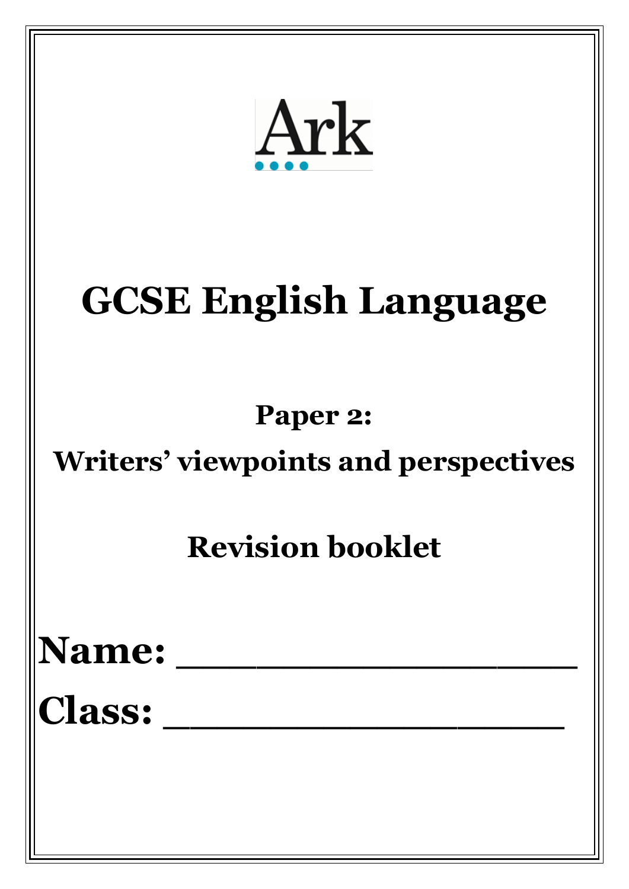Ark

# GCSE English Language

## Paper 2:

## Writers' viewpoints and perspectives

## Revision booklet

**Name: ___________________**

**Class: ___________________**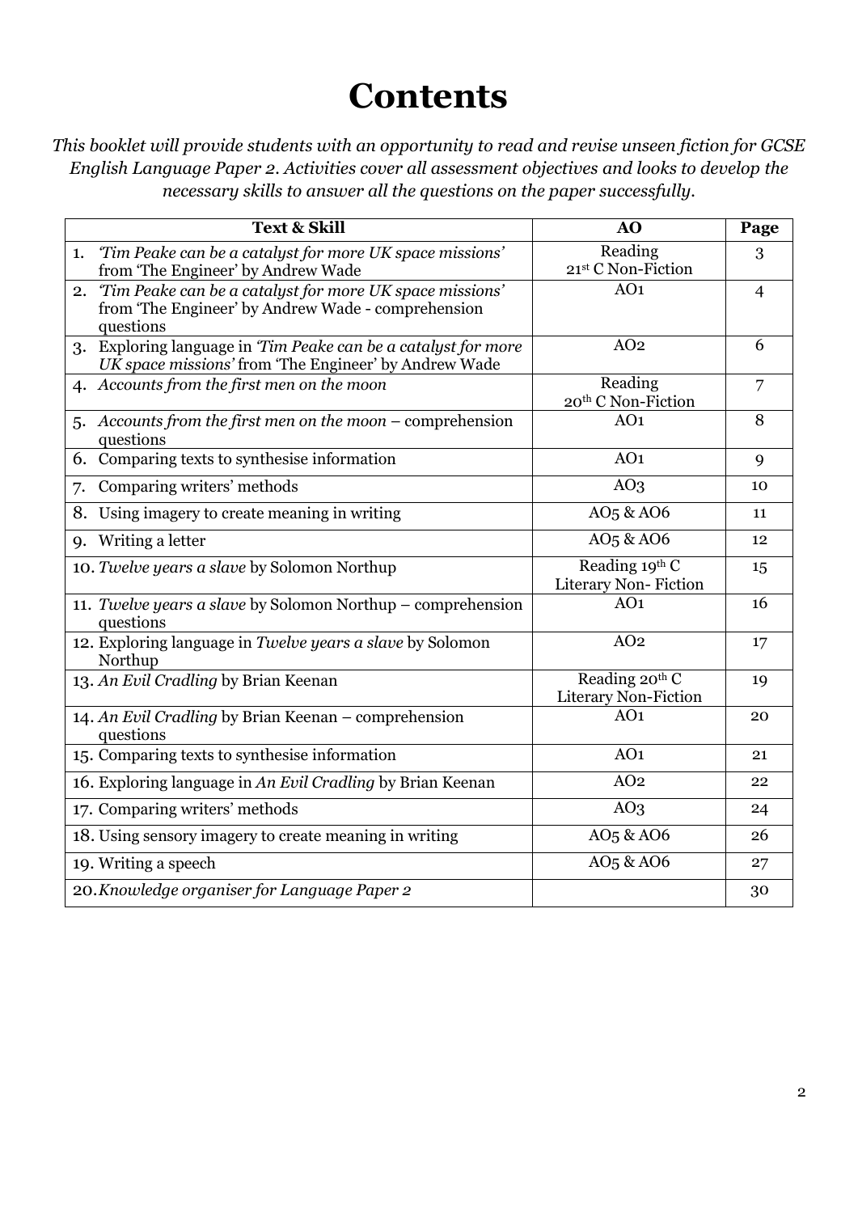# Contents

*This booklet will provide students with an opportunity to read and revise unseen fiction for GCSE English Language Paper 2. Activities cover all assessment objectives and looks to develop the necessary skills to answer all the questions on the paper successfully.*

| Text & Skill | AO | Page |
|---|---|---|
| 1. *'Tim Peake can be a catalyst for more UK space missions'* from 'The Engineer' by Andrew Wade | Reading 21st C Non-Fiction | 3 |
| 2. *'Tim Peake can be a catalyst for more UK space missions'* from 'The Engineer' by Andrew Wade - comprehension questions | AO1 | 4 |
| 3. Exploring language in *'Tim Peake can be a catalyst for more UK space missions'* from 'The Engineer' by Andrew Wade | AO2 | 6 |
| 4. *Accounts from the first men on the moon* | Reading 20th C Non-Fiction | 7 |
| 5. *Accounts from the first men on the moon* – comprehension questions | AO1 | 8 |
| 6. Comparing texts to synthesise information | AO1 | 9 |
| 7. Comparing writers' methods | AO3 | 10 |
| 8. Using imagery to create meaning in writing | AO5 & AO6 | 11 |
| 9. Writing a letter | AO5 & AO6 | 12 |
| 10. *Twelve years a slave* by Solomon Northup | Reading 19th C Literary Non- Fiction | 15 |
| 11. *Twelve years a slave* by Solomon Northup – comprehension questions | AO1 | 16 |
| 12. Exploring language in *Twelve years a slave* by Solomon Northup | AO2 | 17 |
| 13. *An Evil Cradling* by Brian Keenan | Reading 20th C Literary Non-Fiction | 19 |
| 14. *An Evil Cradling* by Brian Keenan – comprehension questions | AO1 | 20 |
| 15. Comparing texts to synthesise information | AO1 | 21 |
| 16. Exploring language in *An Evil Cradling* by Brian Keenan | AO2 | 22 |
| 17. Comparing writers' methods | AO3 | 24 |
| 18. Using sensory imagery to create meaning in writing | AO5 & AO6 | 26 |
| 19. Writing a speech | AO5 & AO6 | 27 |
| 20. *Knowledge organiser for Language Paper 2* | | 30 |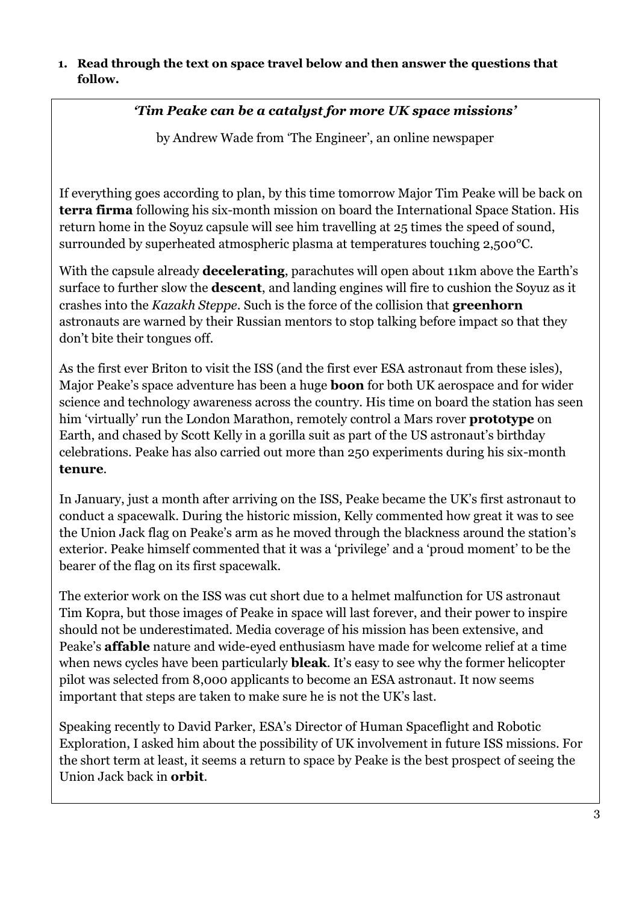**1. Read through the text on space travel below and then answer the questions that follow.**

***'Tim Peake can be a catalyst for more UK space missions'***

by Andrew Wade from 'The Engineer', an online newspaper

If everything goes according to plan, by this time tomorrow Major Tim Peake will be back on **terra firma** following his six-month mission on board the International Space Station. His return home in the Soyuz capsule will see him travelling at 25 times the speed of sound, surrounded by superheated atmospheric plasma at temperatures touching 2,500°C.

With the capsule already **decelerating**, parachutes will open about 11km above the Earth's surface to further slow the **descent**, and landing engines will fire to cushion the Soyuz as it crashes into the *Kazakh Steppe*. Such is the force of the collision that **greenhorn** astronauts are warned by their Russian mentors to stop talking before impact so that they don't bite their tongues off.

As the first ever Briton to visit the ISS (and the first ever ESA astronaut from these isles), Major Peake's space adventure has been a huge **boon** for both UK aerospace and for wider science and technology awareness across the country. His time on board the station has seen him 'virtually' run the London Marathon, remotely control a Mars rover **prototype** on Earth, and chased by Scott Kelly in a gorilla suit as part of the US astronaut's birthday celebrations. Peake has also carried out more than 250 experiments during his six-month **tenure**.

In January, just a month after arriving on the ISS, Peake became the UK's first astronaut to conduct a spacewalk. During the historic mission, Kelly commented how great it was to see the Union Jack flag on Peake's arm as he moved through the blackness around the station's exterior. Peake himself commented that it was a 'privilege' and a 'proud moment' to be the bearer of the flag on its first spacewalk.

The exterior work on the ISS was cut short due to a helmet malfunction for US astronaut Tim Kopra, but those images of Peake in space will last forever, and their power to inspire should not be underestimated. Media coverage of his mission has been extensive, and Peake's **affable** nature and wide-eyed enthusiasm have made for welcome relief at a time when news cycles have been particularly **bleak**. It's easy to see why the former helicopter pilot was selected from 8,000 applicants to become an ESA astronaut. It now seems important that steps are taken to make sure he is not the UK's last.

Speaking recently to David Parker, ESA's Director of Human Spaceflight and Robotic Exploration, I asked him about the possibility of UK involvement in future ISS missions. For the short term at least, it seems a return to space by Peake is the best prospect of seeing the Union Jack back in **orbit**.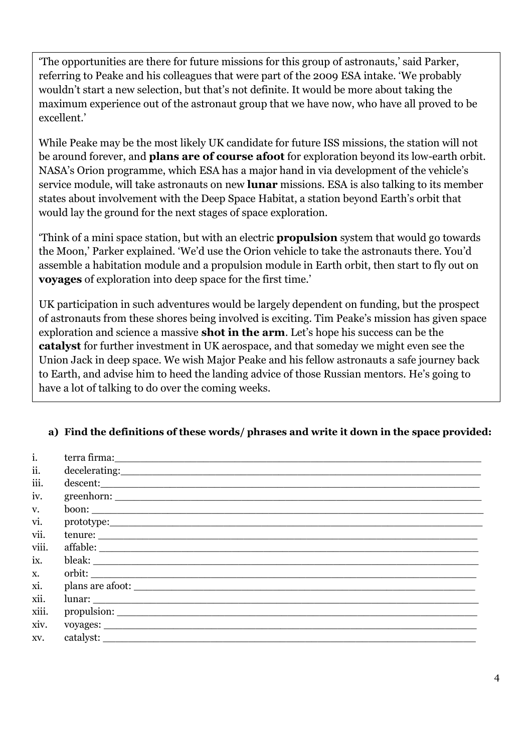'The opportunities are there for future missions for this group of astronauts,' said Parker, referring to Peake and his colleagues that were part of the 2009 ESA intake. 'We probably wouldn't start a new selection, but that's not definite. It would be more about taking the maximum experience out of the astronaut group that we have now, who have all proved to be excellent.'

While Peake may be the most likely UK candidate for future ISS missions, the station will not be around forever, and **plans are of course afoot** for exploration beyond its low-earth orbit. NASA's Orion programme, which ESA has a major hand in via development of the vehicle's service module, will take astronauts on new **lunar** missions. ESA is also talking to its member states about involvement with the Deep Space Habitat, a station beyond Earth's orbit that would lay the ground for the next stages of space exploration.

'Think of a mini space station, but with an electric **propulsion** system that would go towards the Moon,' Parker explained. 'We'd use the Orion vehicle to take the astronauts there. You'd assemble a habitation module and a propulsion module in Earth orbit, then start to fly out on **voyages** of exploration into deep space for the first time.'

UK participation in such adventures would be largely dependent on funding, but the prospect of astronauts from these shores being involved is exciting. Tim Peake's mission has given space exploration and science a massive **shot in the arm**. Let's hope his success can be the **catalyst** for further investment in UK aerospace, and that someday we might even see the Union Jack in deep space. We wish Major Peake and his fellow astronauts a safe journey back to Earth, and advise him to heed the landing advice of those Russian mentors. He's going to have a lot of talking to do over the coming weeks.

**a) Find the definitions of these words/ phrases and write it down in the space provided:**

i. terra firma: ____________________

ii. decelerating: ____________________

iii. descent: ____________________

iv. greenhorn: ____________________

v. boon: ____________________

vi. prototype: ____________________

vii. tenure: ____________________

viii. affable: ____________________

ix. bleak: ____________________

x. orbit: ____________________

xi. plans are afoot: ____________________

xii. lunar: ____________________

xiii. propulsion: ____________________

xiv. voyages: ____________________

xv. catalyst: ____________________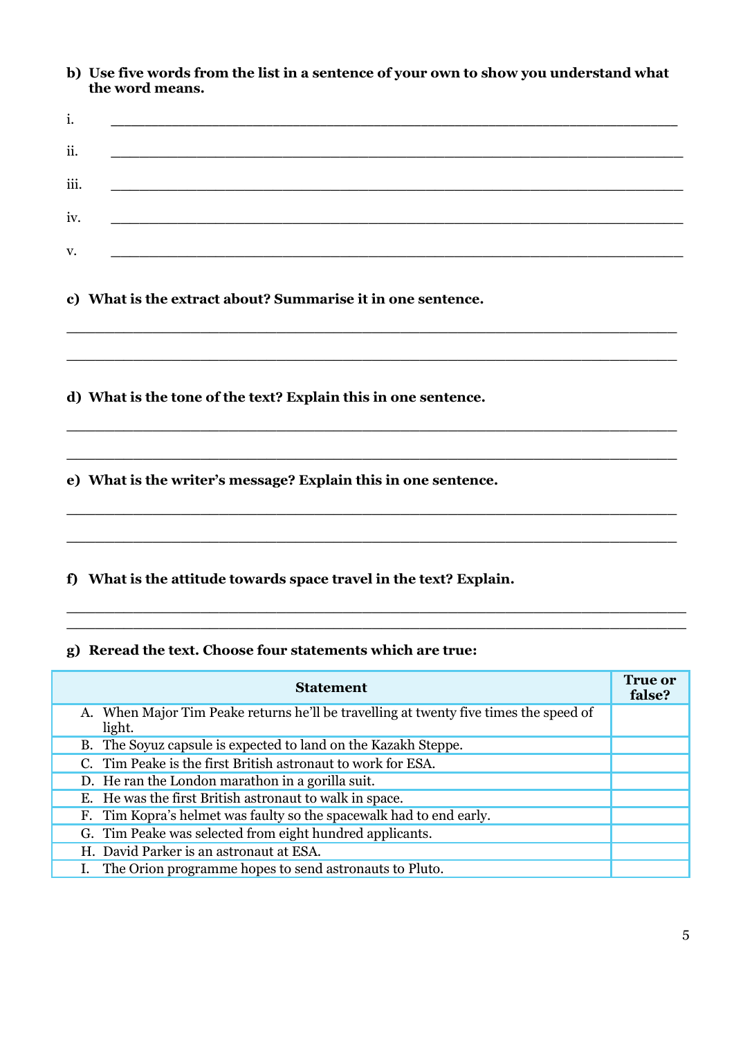**b) Use five words from the list in a sentence of your own to show you understand what the word means.**

i. ________________________________________________________________

ii. ________________________________________________________________

iii. ________________________________________________________________

iv. ________________________________________________________________

v. ________________________________________________________________

**c) What is the extract about? Summarise it in one sentence.**

________________________________________________________________

________________________________________________________________

**d) What is the tone of the text? Explain this in one sentence.**

________________________________________________________________

________________________________________________________________

**e) What is the writer's message? Explain this in one sentence.**

________________________________________________________________

________________________________________________________________

**f) What is the attitude towards space travel in the text? Explain.**

________________________________________________________________

________________________________________________________________

**g) Reread the text. Choose four statements which are true:**

| Statement | True or false? |
|---|---|
| A. When Major Tim Peake returns he'll be travelling at twenty five times the speed of light. | |
| B. The Soyuz capsule is expected to land on the Kazakh Steppe. | |
| C. Tim Peake is the first British astronaut to work for ESA. | |
| D. He ran the London marathon in a gorilla suit. | |
| E. He was the first British astronaut to walk in space. | |
| F. Tim Kopra's helmet was faulty so the spacewalk had to end early. | |
| G. Tim Peake was selected from eight hundred applicants. | |
| H. David Parker is an astronaut at ESA. | |
| I. The Orion programme hopes to send astronauts to Pluto. | |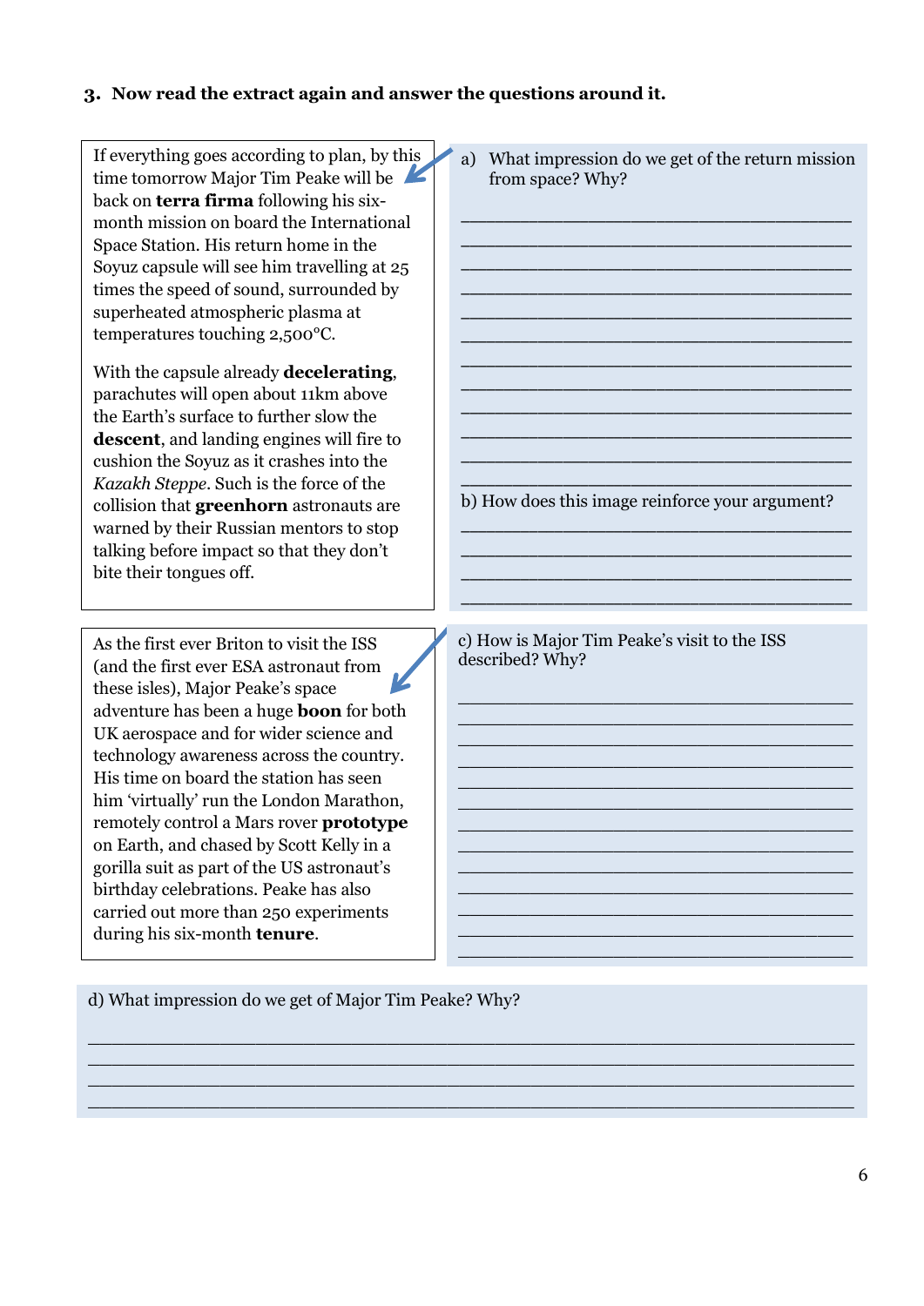**3. Now read the extract again and answer the questions around it.**

If everything goes according to plan, by this time tomorrow Major Tim Peake will be back on **terra firma** following his six-month mission on board the International Space Station. His return home in the Soyuz capsule will see him travelling at 25 times the speed of sound, surrounded by superheated atmospheric plasma at temperatures touching 2,500°C.

With the capsule already **decelerating**, parachutes will open about 11km above the Earth's surface to further slow the **descent**, and landing engines will fire to cushion the Soyuz as it crashes into the *Kazakh Steppe*. Such is the force of the collision that **greenhorn** astronauts are warned by their Russian mentors to stop talking before impact so that they don't bite their tongues off.

a) What impression do we get of the return mission from space? Why?

___________________________________________

___________________________________________

___________________________________________

___________________________________________

___________________________________________

___________________________________________

___________________________________________

___________________________________________

___________________________________________

___________________________________________

___________________________________________

___________________________________________

b) How does this image reinforce your argument?

___________________________________________

___________________________________________

___________________________________________

___________________________________________

As the first ever Briton to visit the ISS (and the first ever ESA astronaut from these isles), Major Peake's space adventure has been a huge **boon** for both UK aerospace and for wider science and technology awareness across the country. His time on board the station has seen him 'virtually' run the London Marathon, remotely control a Mars rover **prototype** on Earth, and chased by Scott Kelly in a gorilla suit as part of the US astronaut's birthday celebrations. Peake has also carried out more than 250 experiments during his six-month **tenure**.

c) How is Major Tim Peake's visit to the ISS described? Why?

___________________________________________

___________________________________________

___________________________________________

___________________________________________

___________________________________________

___________________________________________

___________________________________________

___________________________________________

___________________________________________

___________________________________________

___________________________________________

___________________________________________

d) What impression do we get of Major Tim Peake? Why?

___________________________________________________________________________

___________________________________________________________________________

___________________________________________________________________________

___________________________________________________________________________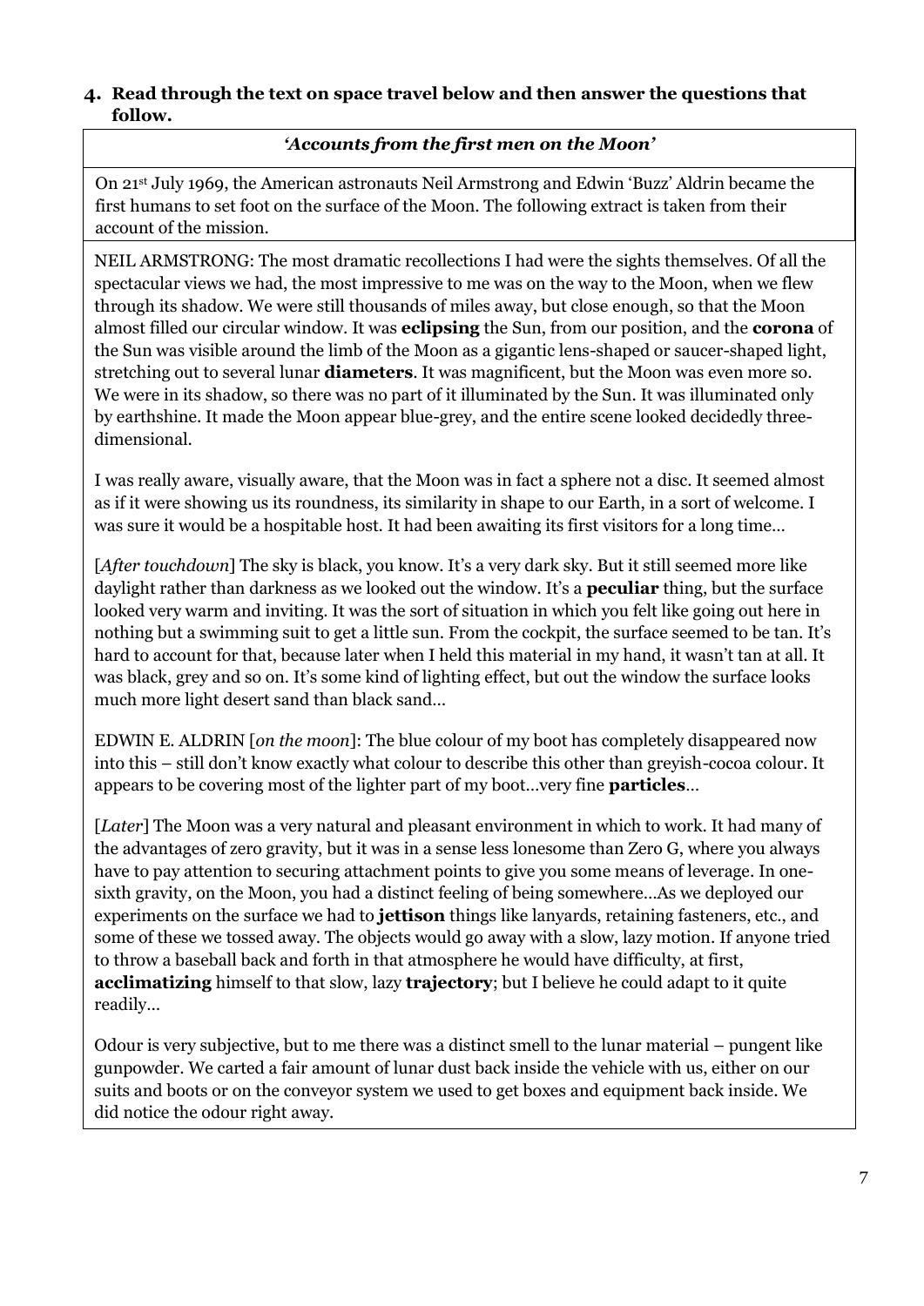**4. Read through the text on space travel below and then answer the questions that follow.**

***'Accounts from the first men on the Moon'***

On 21st July 1969, the American astronauts Neil Armstrong and Edwin 'Buzz' Aldrin became the first humans to set foot on the surface of the Moon. The following extract is taken from their account of the mission.

NEIL ARMSTRONG: The most dramatic recollections I had were the sights themselves. Of all the spectacular views we had, the most impressive to me was on the way to the Moon, when we flew through its shadow. We were still thousands of miles away, but close enough, so that the Moon almost filled our circular window. It was **eclipsing** the Sun, from our position, and the **corona** of the Sun was visible around the limb of the Moon as a gigantic lens-shaped or saucer-shaped light, stretching out to several lunar **diameters**. It was magnificent, but the Moon was even more so. We were in its shadow, so there was no part of it illuminated by the Sun. It was illuminated only by earthshine. It made the Moon appear blue-grey, and the entire scene looked decidedly three-dimensional.

I was really aware, visually aware, that the Moon was in fact a sphere not a disc. It seemed almost as if it were showing us its roundness, its similarity in shape to our Earth, in a sort of welcome. I was sure it would be a hospitable host. It had been awaiting its first visitors for a long time…

[*After touchdown*] The sky is black, you know. It's a very dark sky. But it still seemed more like daylight rather than darkness as we looked out the window. It's a **peculiar** thing, but the surface looked very warm and inviting. It was the sort of situation in which you felt like going out here in nothing but a swimming suit to get a little sun. From the cockpit, the surface seemed to be tan. It's hard to account for that, because later when I held this material in my hand, it wasn't tan at all. It was black, grey and so on. It's some kind of lighting effect, but out the window the surface looks much more light desert sand than black sand…

EDWIN E. ALDRIN [*on the moon*]: The blue colour of my boot has completely disappeared now into this – still don't know exactly what colour to describe this other than greyish-cocoa colour. It appears to be covering most of the lighter part of my boot…very fine **particles**…

[*Later*] The Moon was a very natural and pleasant environment in which to work. It had many of the advantages of zero gravity, but it was in a sense less lonesome than Zero G, where you always have to pay attention to securing attachment points to give you some means of leverage. In one-sixth gravity, on the Moon, you had a distinct feeling of being somewhere…As we deployed our experiments on the surface we had to **jettison** things like lanyards, retaining fasteners, etc., and some of these we tossed away. The objects would go away with a slow, lazy motion. If anyone tried to throw a baseball back and forth in that atmosphere he would have difficulty, at first, **acclimatizing** himself to that slow, lazy **trajectory**; but I believe he could adapt to it quite readily…

Odour is very subjective, but to me there was a distinct smell to the lunar material – pungent like gunpowder. We carted a fair amount of lunar dust back inside the vehicle with us, either on our suits and boots or on the conveyor system we used to get boxes and equipment back inside. We did notice the odour right away.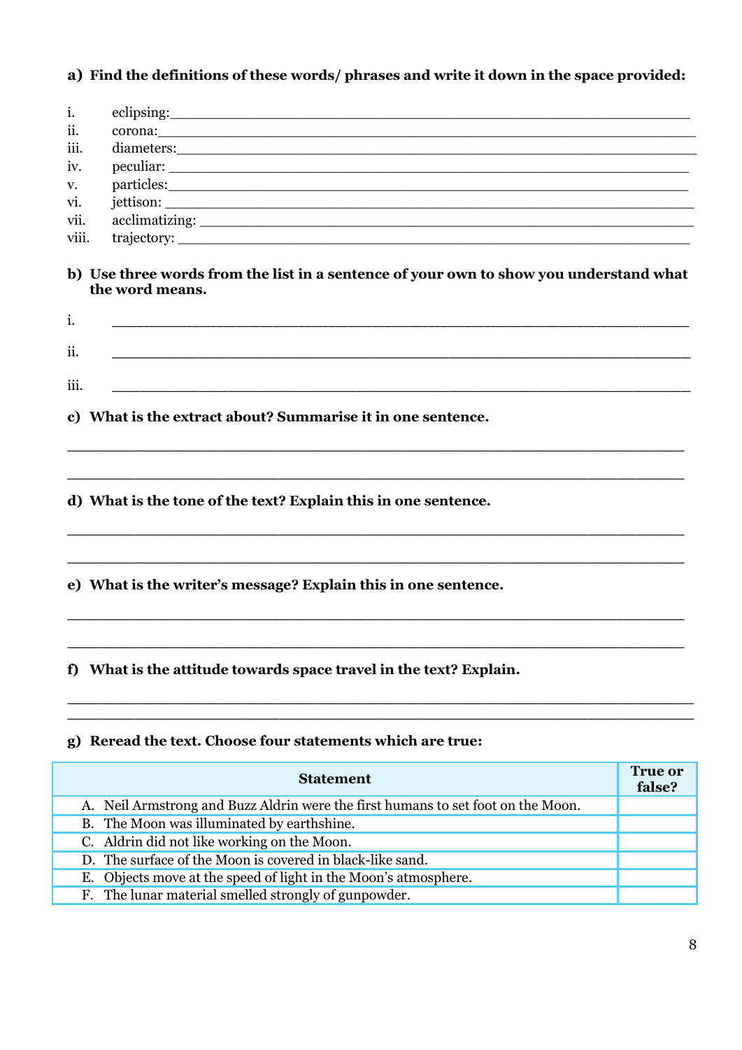**a) Find the definitions of these words/ phrases and write it down in the space provided:**

i. eclipsing:\_\_\_\_\_\_\_\_\_\_\_\_\_\_\_\_\_\_\_\_\_\_\_\_\_\_\_\_\_\_\_\_\_\_\_\_\_\_\_\_\_\_\_\_\_\_\_\_\_\_\_\_\_\_\_\_\_\_\_\_

ii. corona:\_\_\_\_\_\_\_\_\_\_\_\_\_\_\_\_\_\_\_\_\_\_\_\_\_\_\_\_\_\_\_\_\_\_\_\_\_\_\_\_\_\_\_\_\_\_\_\_\_\_\_\_\_\_\_\_\_\_\_\_\_\_

iii. diameters:\_\_\_\_\_\_\_\_\_\_\_\_\_\_\_\_\_\_\_\_\_\_\_\_\_\_\_\_\_\_\_\_\_\_\_\_\_\_\_\_\_\_\_\_\_\_\_\_\_\_\_\_\_\_\_\_\_\_\_\_

iv. peculiar: \_\_\_\_\_\_\_\_\_\_\_\_\_\_\_\_\_\_\_\_\_\_\_\_\_\_\_\_\_\_\_\_\_\_\_\_\_\_\_\_\_\_\_\_\_\_\_\_\_\_\_\_\_\_\_\_\_\_\_\_

v. particles:\_\_\_\_\_\_\_\_\_\_\_\_\_\_\_\_\_\_\_\_\_\_\_\_\_\_\_\_\_\_\_\_\_\_\_\_\_\_\_\_\_\_\_\_\_\_\_\_\_\_\_\_\_\_\_\_\_\_\_\_

vi. jettison: \_\_\_\_\_\_\_\_\_\_\_\_\_\_\_\_\_\_\_\_\_\_\_\_\_\_\_\_\_\_\_\_\_\_\_\_\_\_\_\_\_\_\_\_\_\_\_\_\_\_\_\_\_\_\_\_\_\_\_\_

vii. acclimatizing: \_\_\_\_\_\_\_\_\_\_\_\_\_\_\_\_\_\_\_\_\_\_\_\_\_\_\_\_\_\_\_\_\_\_\_\_\_\_\_\_\_\_\_\_\_\_\_\_\_\_\_\_\_\_\_\_

viii. trajectory: \_\_\_\_\_\_\_\_\_\_\_\_\_\_\_\_\_\_\_\_\_\_\_\_\_\_\_\_\_\_\_\_\_\_\_\_\_\_\_\_\_\_\_\_\_\_\_\_\_\_\_\_\_\_\_\_\_\_

**b) Use three words from the list in a sentence of your own to show you understand what the word means.**

i. \_\_\_\_\_\_\_\_\_\_\_\_\_\_\_\_\_\_\_\_\_\_\_\_\_\_\_\_\_\_\_\_\_\_\_\_\_\_\_\_\_\_\_\_\_\_\_\_\_\_\_\_\_\_\_\_\_\_\_\_\_\_\_\_

ii. \_\_\_\_\_\_\_\_\_\_\_\_\_\_\_\_\_\_\_\_\_\_\_\_\_\_\_\_\_\_\_\_\_\_\_\_\_\_\_\_\_\_\_\_\_\_\_\_\_\_\_\_\_\_\_\_\_\_\_\_\_\_\_\_

iii. \_\_\_\_\_\_\_\_\_\_\_\_\_\_\_\_\_\_\_\_\_\_\_\_\_\_\_\_\_\_\_\_\_\_\_\_\_\_\_\_\_\_\_\_\_\_\_\_\_\_\_\_\_\_\_\_\_\_\_\_\_\_\_\_

**c) What is the extract about? Summarise it in one sentence.**

\_\_\_\_\_\_\_\_\_\_\_\_\_\_\_\_\_\_\_\_\_\_\_\_\_\_\_\_\_\_\_\_\_\_\_\_\_\_\_\_\_\_\_\_\_\_\_\_\_\_\_\_\_\_\_\_\_\_\_\_\_\_\_\_\_\_\_\_

\_\_\_\_\_\_\_\_\_\_\_\_\_\_\_\_\_\_\_\_\_\_\_\_\_\_\_\_\_\_\_\_\_\_\_\_\_\_\_\_\_\_\_\_\_\_\_\_\_\_\_\_\_\_\_\_\_\_\_\_\_\_\_\_\_\_\_\_

**d) What is the tone of the text? Explain this in one sentence.**

\_\_\_\_\_\_\_\_\_\_\_\_\_\_\_\_\_\_\_\_\_\_\_\_\_\_\_\_\_\_\_\_\_\_\_\_\_\_\_\_\_\_\_\_\_\_\_\_\_\_\_\_\_\_\_\_\_\_\_\_\_\_\_\_\_\_\_\_

\_\_\_\_\_\_\_\_\_\_\_\_\_\_\_\_\_\_\_\_\_\_\_\_\_\_\_\_\_\_\_\_\_\_\_\_\_\_\_\_\_\_\_\_\_\_\_\_\_\_\_\_\_\_\_\_\_\_\_\_\_\_\_\_\_\_\_\_

**e) What is the writer's message? Explain this in one sentence.**

\_\_\_\_\_\_\_\_\_\_\_\_\_\_\_\_\_\_\_\_\_\_\_\_\_\_\_\_\_\_\_\_\_\_\_\_\_\_\_\_\_\_\_\_\_\_\_\_\_\_\_\_\_\_\_\_\_\_\_\_\_\_\_\_\_\_\_\_

\_\_\_\_\_\_\_\_\_\_\_\_\_\_\_\_\_\_\_\_\_\_\_\_\_\_\_\_\_\_\_\_\_\_\_\_\_\_\_\_\_\_\_\_\_\_\_\_\_\_\_\_\_\_\_\_\_\_\_\_\_\_\_\_\_\_\_\_

**f) What is the attitude towards space travel in the text? Explain.**

\_\_\_\_\_\_\_\_\_\_\_\_\_\_\_\_\_\_\_\_\_\_\_\_\_\_\_\_\_\_\_\_\_\_\_\_\_\_\_\_\_\_\_\_\_\_\_\_\_\_\_\_\_\_\_\_\_\_\_\_\_\_\_\_\_\_\_\_

\_\_\_\_\_\_\_\_\_\_\_\_\_\_\_\_\_\_\_\_\_\_\_\_\_\_\_\_\_\_\_\_\_\_\_\_\_\_\_\_\_\_\_\_\_\_\_\_\_\_\_\_\_\_\_\_\_\_\_\_\_\_\_\_\_\_\_\_

**g) Reread the text. Choose four statements which are true:**

| Statement | True or false? |
|---|---|
| A. Neil Armstrong and Buzz Aldrin were the first humans to set foot on the Moon. | |
| B. The Moon was illuminated by earthshine. | |
| C. Aldrin did not like working on the Moon. | |
| D. The surface of the Moon is covered in black-like sand. | |
| E. Objects move at the speed of light in the Moon's atmosphere. | |
| F. The lunar material smelled strongly of gunpowder. | |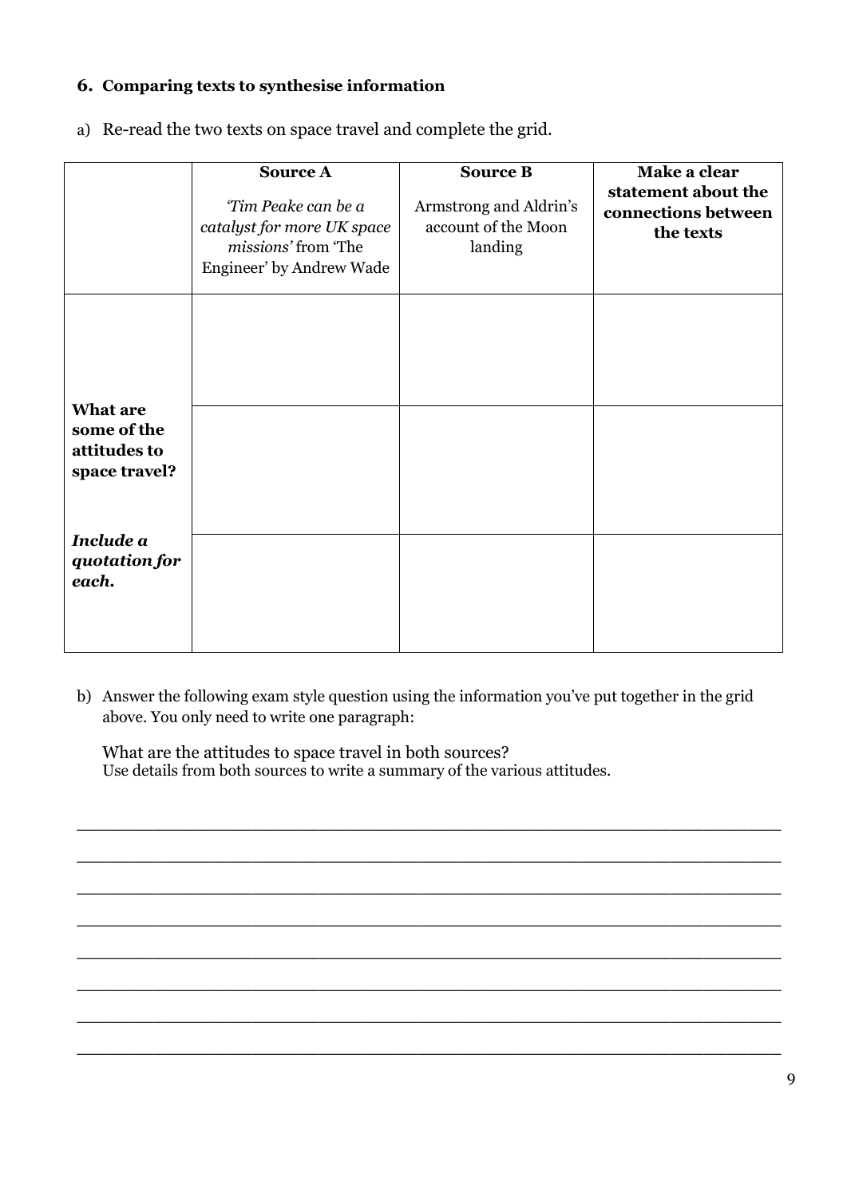### 6. Comparing texts to synthesise information

a) Re-read the two texts on space travel and complete the grid.

| | **Source A**<br><br>*'Tim Peake can be a catalyst for more UK space missions'* from 'The Engineer' by Andrew Wade | **Source B**<br><br>Armstrong and Aldrin's account of the Moon landing | **Make a clear statement about the connections between the texts** |
|---|---|---|---|
| | | | |
| **What are some of the attitudes to space travel?**<br><br>***Include a quotation for each.*** | | | |
| | | | |

b) Answer the following exam style question using the information you've put together in the grid above. You only need to write one paragraph:

What are the attitudes to space travel in both sources?
Use details from both sources to write a summary of the various attitudes.

________________________________________________________________________

________________________________________________________________________

________________________________________________________________________

________________________________________________________________________

________________________________________________________________________

________________________________________________________________________

________________________________________________________________________

________________________________________________________________________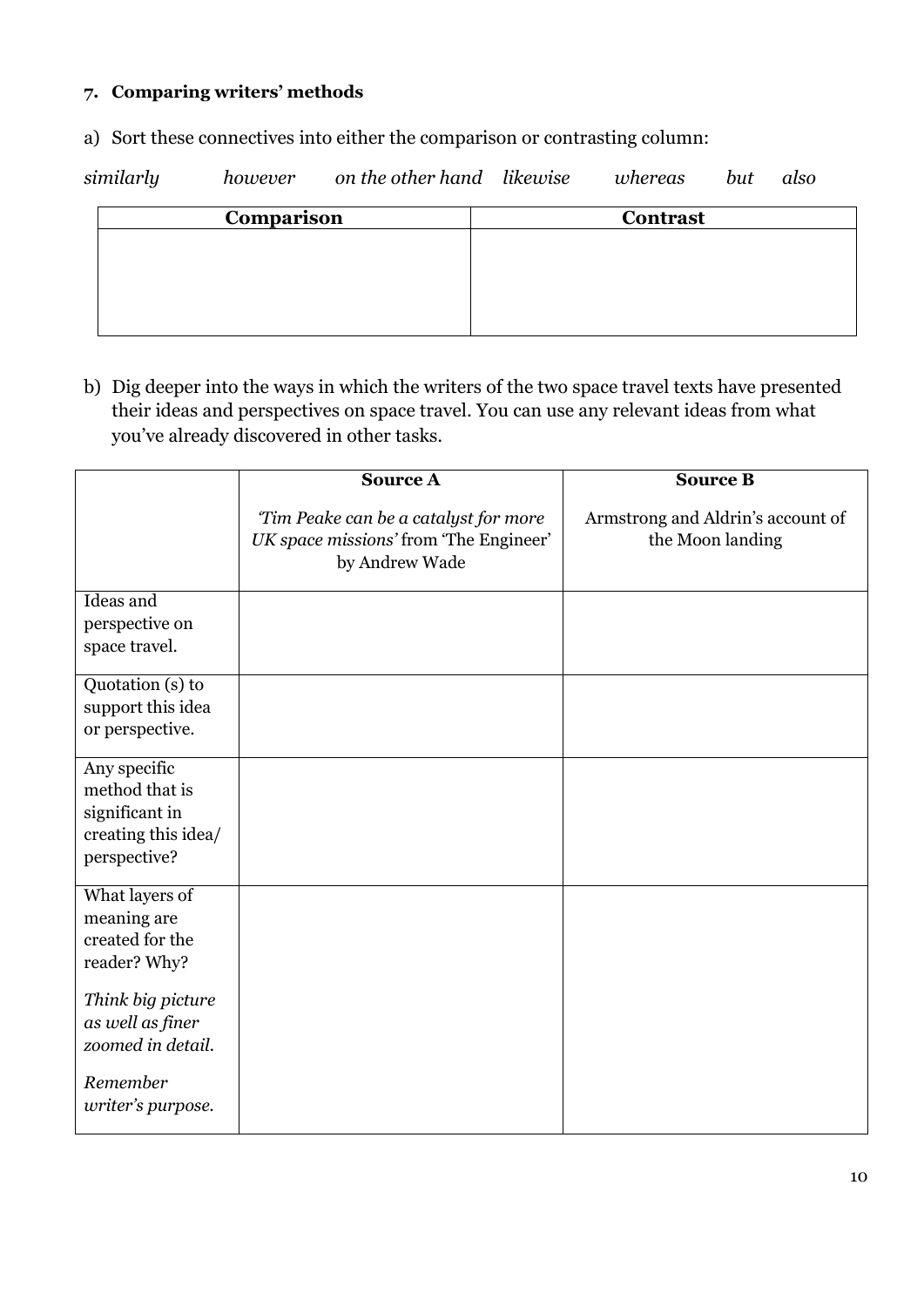### 7. Comparing writers' methods

a) Sort these connectives into either the comparison or contrasting column:

*similarly* *however* *on the other hand* *likewise* *whereas* *but* *also*

| Comparison | Contrast |
| --- | --- |
| | |

b) Dig deeper into the ways in which the writers of the two space travel texts have presented their ideas and perspectives on space travel. You can use any relevant ideas from what you've already discovered in other tasks.

| | **Source A**<br>*'Tim Peake can be a catalyst for more UK space missions'* from 'The Engineer' by Andrew Wade | **Source B**<br>Armstrong and Aldrin's account of the Moon landing |
| --- | --- | --- |
| Ideas and perspective on space travel. | | |
| Quotation (s) to support this idea or perspective. | | |
| Any specific method that is significant in creating this idea/ perspective? | | |
| What layers of meaning are created for the reader? Why?<br>*Think big picture as well as finer zoomed in detail.*<br>*Remember writer's purpose.* | | |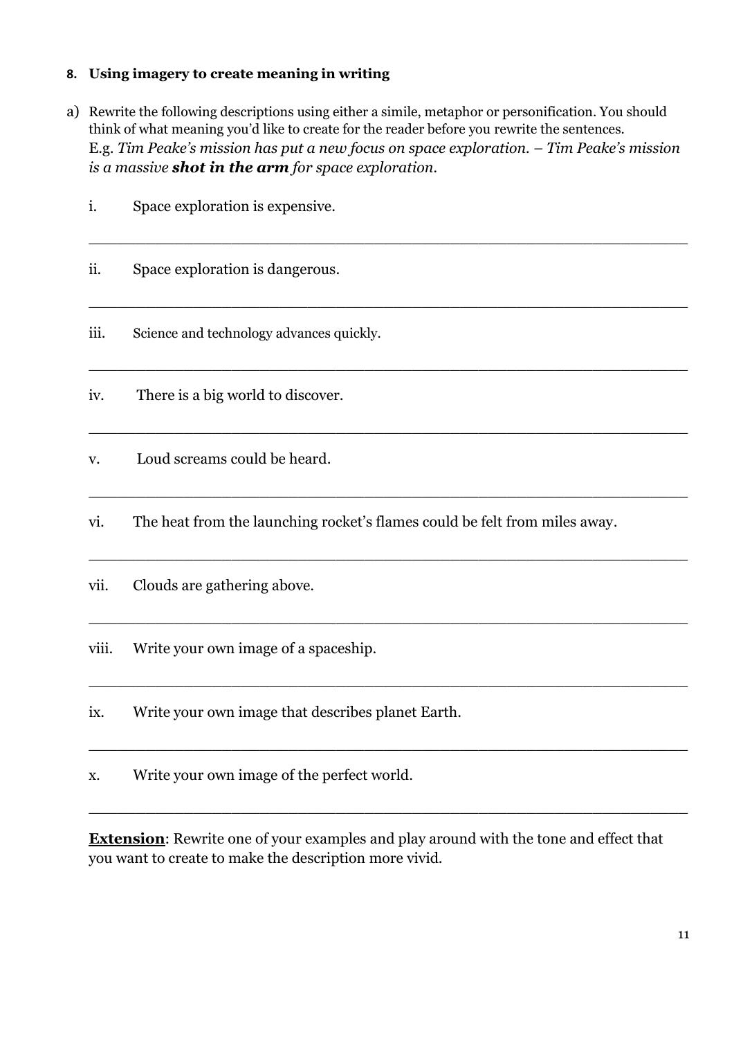### 8. Using imagery to create meaning in writing

a) Rewrite the following descriptions using either a simile, metaphor or personification. You should think of what meaning you'd like to create for the reader before you rewrite the sentences.
E.g. *Tim Peake's mission has put a new focus on space exploration. – Tim Peake's mission is a massive* ***shot in the arm*** *for space exploration.*

i. Space exploration is expensive.

___________________________________________________________________

ii. Space exploration is dangerous.

___________________________________________________________________

iii. Science and technology advances quickly.

___________________________________________________________________

iv. There is a big world to discover.

___________________________________________________________________

v. Loud screams could be heard.

___________________________________________________________________

vi. The heat from the launching rocket's flames could be felt from miles away.

___________________________________________________________________

vii. Clouds are gathering above.

___________________________________________________________________

viii. Write your own image of a spaceship.

___________________________________________________________________

ix. Write your own image that describes planet Earth.

___________________________________________________________________

x. Write your own image of the perfect world.

___________________________________________________________________

**Extension**: Rewrite one of your examples and play around with the tone and effect that you want to create to make the description more vivid.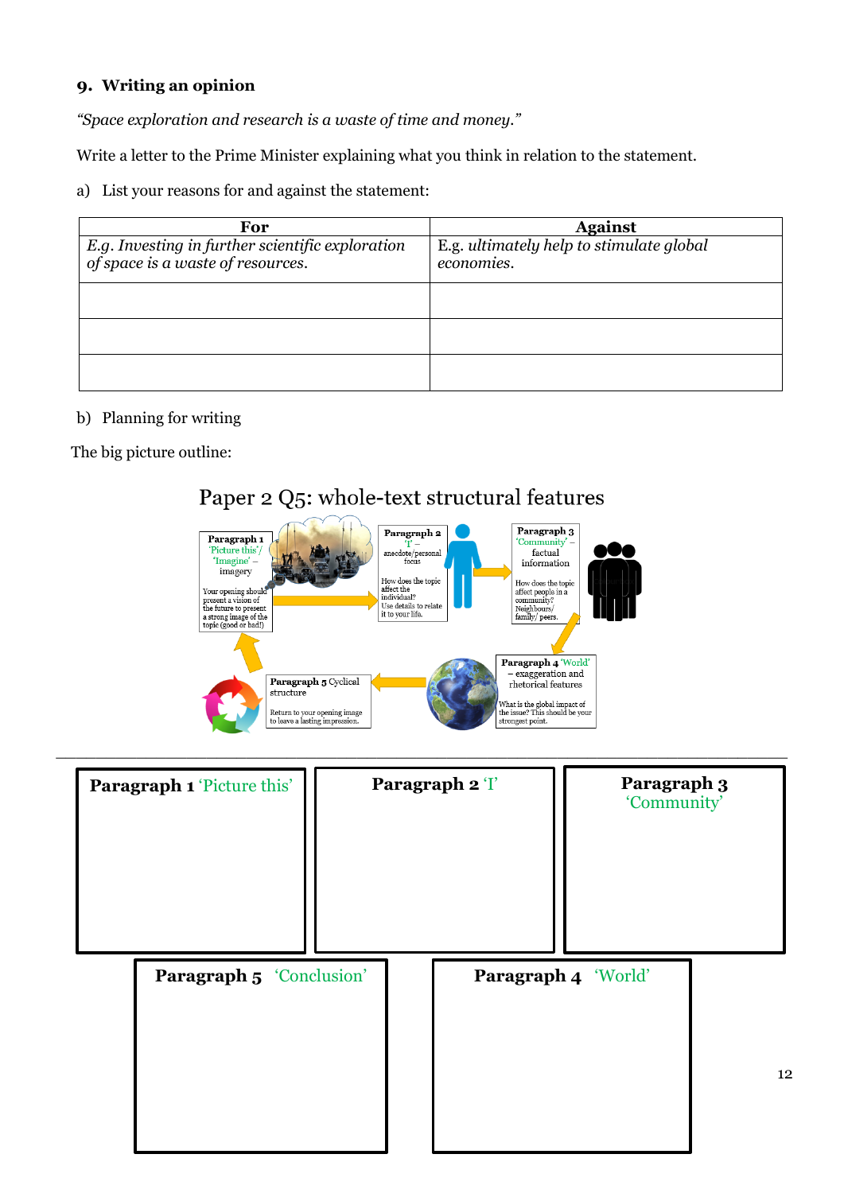### 9. Writing an opinion

*"Space exploration and research is a waste of time and money."*

Write a letter to the Prime Minister explaining what you think in relation to the statement.

a) List your reasons for and against the statement:

| For | Against |
|---|---|
| *E.g. Investing in further scientific exploration of space is a waste of resources.* | E.g. *ultimately help to stimulate global economies.* |
| | |
| | |
| | |

b) Planning for writing

The big picture outline:

## Paper 2 Q5: whole-text structural features

**Paragraph 1** 'Picture this'/ 'Imagine' – imagery

Your opening should present a vision of the future to present a strong image of the topic (good or bad!)

**Paragraph 2** 'I' – anecdote/personal focus

How does the topic affect the individual? Use details to relate it to your life.

**Paragraph 3** 'Community' – factual information

How does the topic affect people in a community? Neighbours/ family/ peers.

**Paragraph 4** 'World' – exaggeration and rhetorical features

What is the global impact of the issue? This should be your strongest point.

**Paragraph 5** Cyclical structure

Return to your opening image to leave a lasting impression.

| **Paragraph 1** 'Picture this' | **Paragraph 2** 'I' | **Paragraph 3** 'Community' |
|---|---|---|
| | | |

| **Paragraph 5** 'Conclusion' | **Paragraph 4** 'World' |
|---|---|
| | |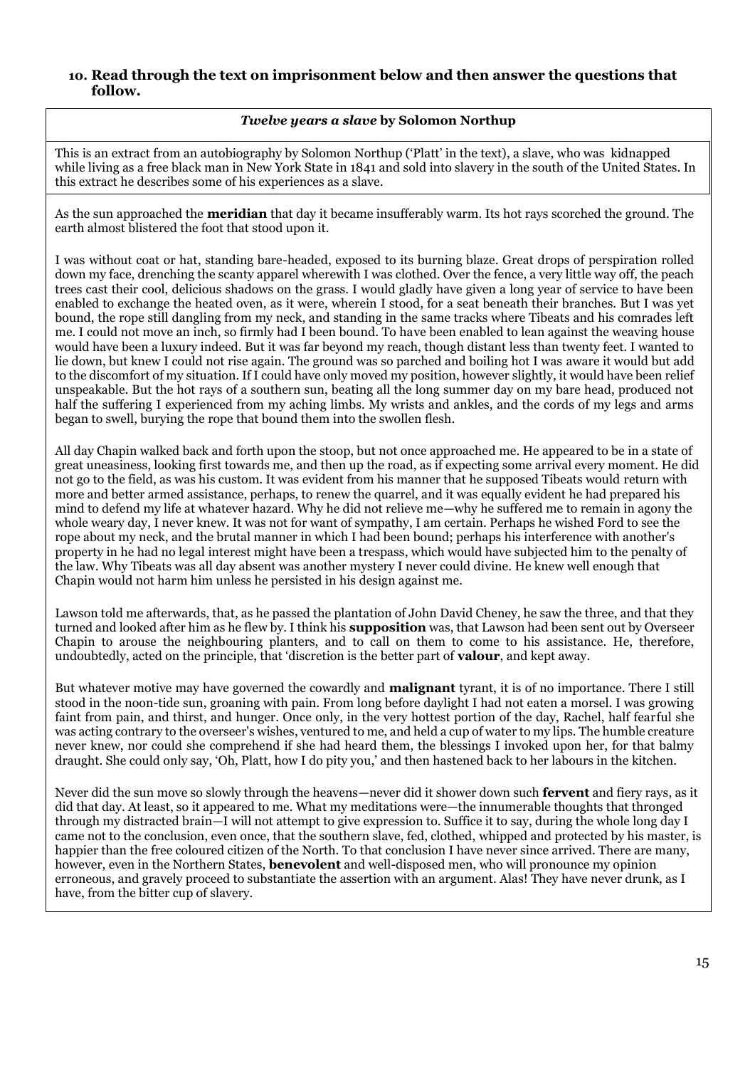**10. Read through the text on imprisonment below and then answer the questions that follow.**

***Twelve years a slave* by Solomon Northup**

This is an extract from an autobiography by Solomon Northup ('Platt' in the text), a slave, who was kidnapped while living as a free black man in New York State in 1841 and sold into slavery in the south of the United States. In this extract he describes some of his experiences as a slave.

As the sun approached the **meridian** that day it became insufferably warm. Its hot rays scorched the ground. The earth almost blistered the foot that stood upon it.

I was without coat or hat, standing bare-headed, exposed to its burning blaze. Great drops of perspiration rolled down my face, drenching the scanty apparel wherewith I was clothed. Over the fence, a very little way off, the peach trees cast their cool, delicious shadows on the grass. I would gladly have given a long year of service to have been enabled to exchange the heated oven, as it were, wherein I stood, for a seat beneath their branches. But I was yet bound, the rope still dangling from my neck, and standing in the same tracks where Tibeats and his comrades left me. I could not move an inch, so firmly had I been bound. To have been enabled to lean against the weaving house would have been a luxury indeed. But it was far beyond my reach, though distant less than twenty feet. I wanted to lie down, but knew I could not rise again. The ground was so parched and boiling hot I was aware it would but add to the discomfort of my situation. If I could have only moved my position, however slightly, it would have been relief unspeakable. But the hot rays of a southern sun, beating all the long summer day on my bare head, produced not half the suffering I experienced from my aching limbs. My wrists and ankles, and the cords of my legs and arms began to swell, burying the rope that bound them into the swollen flesh.

All day Chapin walked back and forth upon the stoop, but not once approached me. He appeared to be in a state of great uneasiness, looking first towards me, and then up the road, as if expecting some arrival every moment. He did not go to the field, as was his custom. It was evident from his manner that he supposed Tibeats would return with more and better armed assistance, perhaps, to renew the quarrel, and it was equally evident he had prepared his mind to defend my life at whatever hazard. Why he did not relieve me—why he suffered me to remain in agony the whole weary day, I never knew. It was not for want of sympathy, I am certain. Perhaps he wished Ford to see the rope about my neck, and the brutal manner in which I had been bound; perhaps his interference with another's property in he had no legal interest might have been a trespass, which would have subjected him to the penalty of the law. Why Tibeats was all day absent was another mystery I never could divine. He knew well enough that Chapin would not harm him unless he persisted in his design against me.

Lawson told me afterwards, that, as he passed the plantation of John David Cheney, he saw the three, and that they turned and looked after him as he flew by. I think his **supposition** was, that Lawson had been sent out by Overseer Chapin to arouse the neighbouring planters, and to call on them to come to his assistance. He, therefore, undoubtedly, acted on the principle, that 'discretion is the better part of **valour**, and kept away.

But whatever motive may have governed the cowardly and **malignant** tyrant, it is of no importance. There I still stood in the noon-tide sun, groaning with pain. From long before daylight I had not eaten a morsel. I was growing faint from pain, and thirst, and hunger. Once only, in the very hottest portion of the day, Rachel, half fearful she was acting contrary to the overseer's wishes, ventured to me, and held a cup of water to my lips. The humble creature never knew, nor could she comprehend if she had heard them, the blessings I invoked upon her, for that balmy draught. She could only say, 'Oh, Platt, how I do pity you,' and then hastened back to her labours in the kitchen.

Never did the sun move so slowly through the heavens—never did it shower down such **fervent** and fiery rays, as it did that day. At least, so it appeared to me. What my meditations were—the innumerable thoughts that thronged through my distracted brain—I will not attempt to give expression to. Suffice it to say, during the whole long day I came not to the conclusion, even once, that the southern slave, fed, clothed, whipped and protected by his master, is happier than the free coloured citizen of the North. To that conclusion I have never since arrived. There are many, however, even in the Northern States, **benevolent** and well-disposed men, who will pronounce my opinion erroneous, and gravely proceed to substantiate the assertion with an argument. Alas! They have never drunk, as I have, from the bitter cup of slavery.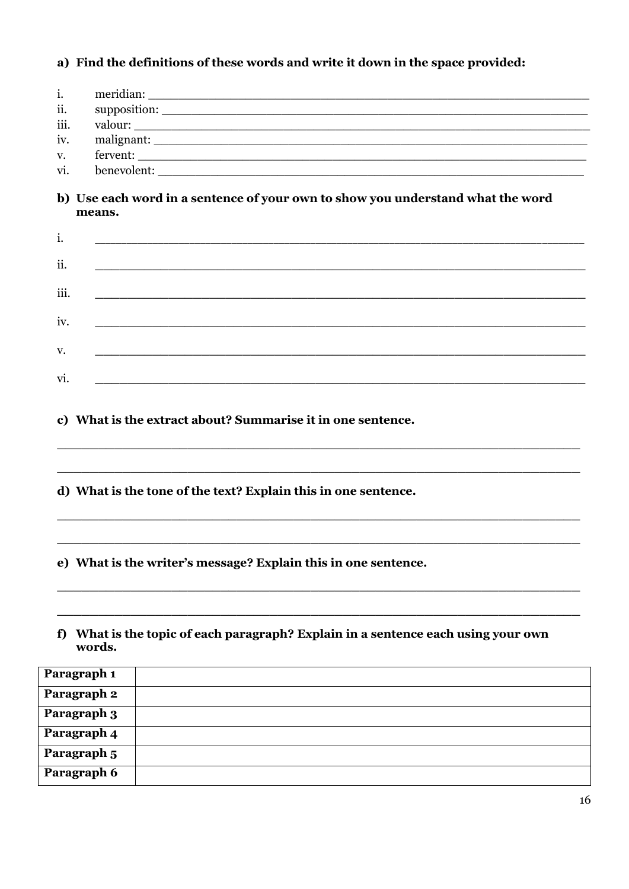**a) Find the definitions of these words and write it down in the space provided:**

i. meridian: ____________________________________________

ii. supposition: ____________________________________________

iii. valour: ____________________________________________

iv. malignant: ____________________________________________

v. fervent: ____________________________________________

vi. benevolent: ____________________________________________

**b) Use each word in a sentence of your own to show you understand what the word means.**

i. ____________________________________________

ii. ____________________________________________

iii. ____________________________________________

iv. ____________________________________________

v. ____________________________________________

vi. ____________________________________________

**c) What is the extract about? Summarise it in one sentence.**

____________________________________________

____________________________________________

**d) What is the tone of the text? Explain this in one sentence.**

____________________________________________

____________________________________________

**e) What is the writer's message? Explain this in one sentence.**

____________________________________________

____________________________________________

**f) What is the topic of each paragraph? Explain in a sentence each using your own words.**

| | |
|---|---|
| **Paragraph 1** | |
| **Paragraph 2** | |
| **Paragraph 3** | |
| **Paragraph 4** | |
| **Paragraph 5** | |
| **Paragraph 6** | |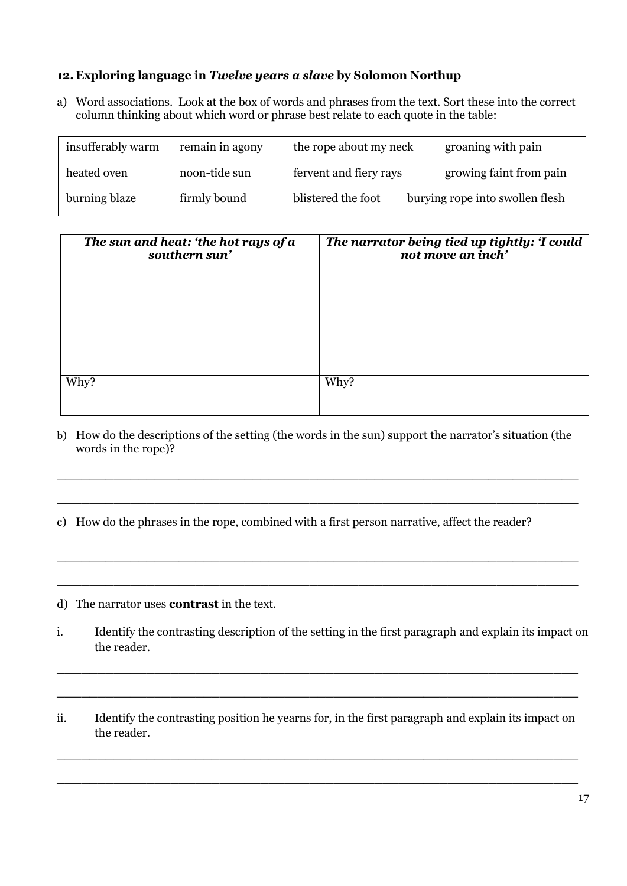**12. Exploring language in *Twelve years a slave* by Solomon Northup**

a) Word associations. Look at the box of words and phrases from the text. Sort these into the correct column thinking about which word or phrase best relate to each quote in the table:

| | | | |
|---|---|---|---|
| insufferably warm | remain in agony | the rope about my neck | groaning with pain |
| heated oven | noon-tide sun | fervent and fiery rays | growing faint from pain |
| burning blaze | firmly bound | blistered the foot | burying rope into swollen flesh |

| ***The sun and heat: 'the hot rays of a southern sun'*** | ***The narrator being tied up tightly: 'I could not move an inch'*** |
|---|---|
| | |
| Why? | Why? |

b) How do the descriptions of the setting (the words in the sun) support the narrator's situation (the words in the rope)?

\_\_\_\_\_\_\_\_\_\_\_\_\_\_\_\_\_\_\_\_\_\_\_\_\_\_\_\_\_\_\_\_\_\_\_\_\_\_\_\_\_\_\_\_\_\_\_\_\_\_\_\_\_\_\_\_\_\_\_\_\_\_\_\_\_\_

\_\_\_\_\_\_\_\_\_\_\_\_\_\_\_\_\_\_\_\_\_\_\_\_\_\_\_\_\_\_\_\_\_\_\_\_\_\_\_\_\_\_\_\_\_\_\_\_\_\_\_\_\_\_\_\_\_\_\_\_\_\_\_\_\_\_

c) How do the phrases in the rope, combined with a first person narrative, affect the reader?

\_\_\_\_\_\_\_\_\_\_\_\_\_\_\_\_\_\_\_\_\_\_\_\_\_\_\_\_\_\_\_\_\_\_\_\_\_\_\_\_\_\_\_\_\_\_\_\_\_\_\_\_\_\_\_\_\_\_\_\_\_\_\_\_\_\_

\_\_\_\_\_\_\_\_\_\_\_\_\_\_\_\_\_\_\_\_\_\_\_\_\_\_\_\_\_\_\_\_\_\_\_\_\_\_\_\_\_\_\_\_\_\_\_\_\_\_\_\_\_\_\_\_\_\_\_\_\_\_\_\_\_\_

d) The narrator uses **contrast** in the text.

i. Identify the contrasting description of the setting in the first paragraph and explain its impact on the reader.

\_\_\_\_\_\_\_\_\_\_\_\_\_\_\_\_\_\_\_\_\_\_\_\_\_\_\_\_\_\_\_\_\_\_\_\_\_\_\_\_\_\_\_\_\_\_\_\_\_\_\_\_\_\_\_\_\_\_\_\_\_\_\_\_\_\_

\_\_\_\_\_\_\_\_\_\_\_\_\_\_\_\_\_\_\_\_\_\_\_\_\_\_\_\_\_\_\_\_\_\_\_\_\_\_\_\_\_\_\_\_\_\_\_\_\_\_\_\_\_\_\_\_\_\_\_\_\_\_\_\_\_\_

ii. Identify the contrasting position he yearns for, in the first paragraph and explain its impact on the reader.

\_\_\_\_\_\_\_\_\_\_\_\_\_\_\_\_\_\_\_\_\_\_\_\_\_\_\_\_\_\_\_\_\_\_\_\_\_\_\_\_\_\_\_\_\_\_\_\_\_\_\_\_\_\_\_\_\_\_\_\_\_\_\_\_\_\_

\_\_\_\_\_\_\_\_\_\_\_\_\_\_\_\_\_\_\_\_\_\_\_\_\_\_\_\_\_\_\_\_\_\_\_\_\_\_\_\_\_\_\_\_\_\_\_\_\_\_\_\_\_\_\_\_\_\_\_\_\_\_\_\_\_\_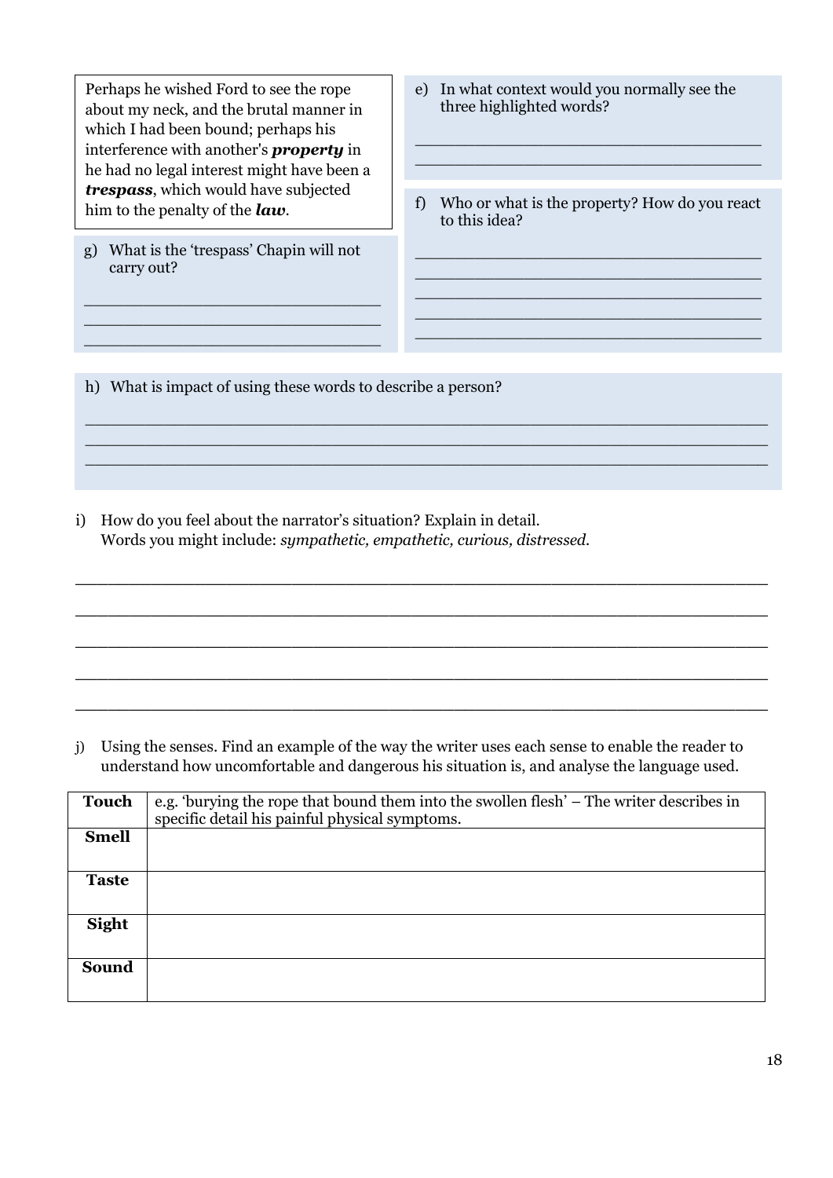> Perhaps he wished Ford to see the rope about my neck, and the brutal manner in which I had been bound; perhaps his interference with another's ***property*** in he had no legal interest might have been a ***trespass***, which would have subjected him to the penalty of the ***law***.

e) In what context would you normally see the three highlighted words?

____________________________________

____________________________________

f) Who or what is the property? How do you react to this idea?

____________________________________

____________________________________

____________________________________

____________________________________

____________________________________

g) What is the 'trespass' Chapin will not carry out?

______________________________

______________________________

______________________________

h) What is impact of using these words to describe a person?

____________________________________________________________

____________________________________________________________

____________________________________________________________

i) How do you feel about the narrator's situation? Explain in detail.
Words you might include: *sympathetic, empathetic, curious, distressed.*

____________________________________________________________

____________________________________________________________

____________________________________________________________

____________________________________________________________

____________________________________________________________

j) Using the senses. Find an example of the way the writer uses each sense to enable the reader to understand how uncomfortable and dangerous his situation is, and analyse the language used.

| | |
|---|---|
| **Touch** | e.g. 'burying the rope that bound them into the swollen flesh' – The writer describes in specific detail his painful physical symptoms. |
| **Smell** | |
| **Taste** | |
| **Sight** | |
| **Sound** | |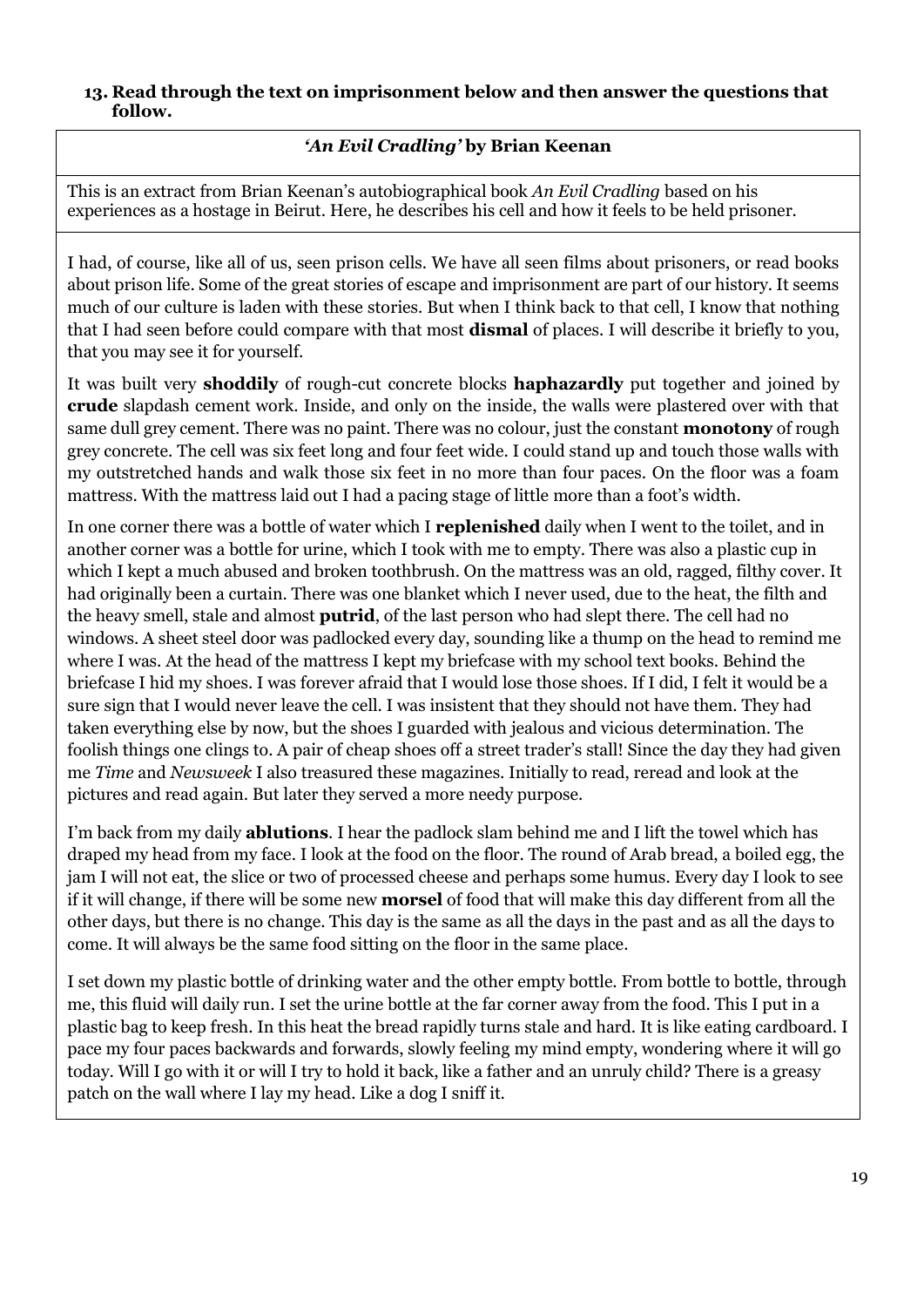**13. Read through the text on imprisonment below and then answer the questions that follow.**

***'An Evil Cradling'* by Brian Keenan**

This is an extract from Brian Keenan's autobiographical book *An Evil Cradling* based on his experiences as a hostage in Beirut. Here, he describes his cell and how it feels to be held prisoner.

I had, of course, like all of us, seen prison cells. We have all seen films about prisoners, or read books about prison life. Some of the great stories of escape and imprisonment are part of our history. It seems much of our culture is laden with these stories. But when I think back to that cell, I know that nothing that I had seen before could compare with that most **dismal** of places. I will describe it briefly to you, that you may see it for yourself.

It was built very **shoddily** of rough-cut concrete blocks **haphazardly** put together and joined by **crude** slapdash cement work. Inside, and only on the inside, the walls were plastered over with that same dull grey cement. There was no paint. There was no colour, just the constant **monotony** of rough grey concrete. The cell was six feet long and four feet wide. I could stand up and touch those walls with my outstretched hands and walk those six feet in no more than four paces. On the floor was a foam mattress. With the mattress laid out I had a pacing stage of little more than a foot's width.

In one corner there was a bottle of water which I **replenished** daily when I went to the toilet, and in another corner was a bottle for urine, which I took with me to empty. There was also a plastic cup in which I kept a much abused and broken toothbrush. On the mattress was an old, ragged, filthy cover. It had originally been a curtain. There was one blanket which I never used, due to the heat, the filth and the heavy smell, stale and almost **putrid**, of the last person who had slept there. The cell had no windows. A sheet steel door was padlocked every day, sounding like a thump on the head to remind me where I was. At the head of the mattress I kept my briefcase with my school text books. Behind the briefcase I hid my shoes. I was forever afraid that I would lose those shoes. If I did, I felt it would be a sure sign that I would never leave the cell. I was insistent that they should not have them. They had taken everything else by now, but the shoes I guarded with jealous and vicious determination. The foolish things one clings to. A pair of cheap shoes off a street trader's stall! Since the day they had given me *Time* and *Newsweek* I also treasured these magazines. Initially to read, reread and look at the pictures and read again. But later they served a more needy purpose.

I'm back from my daily **ablutions**. I hear the padlock slam behind me and I lift the towel which has draped my head from my face. I look at the food on the floor. The round of Arab bread, a boiled egg, the jam I will not eat, the slice or two of processed cheese and perhaps some humus. Every day I look to see if it will change, if there will be some new **morsel** of food that will make this day different from all the other days, but there is no change. This day is the same as all the days in the past and as all the days to come. It will always be the same food sitting on the floor in the same place.

I set down my plastic bottle of drinking water and the other empty bottle. From bottle to bottle, through me, this fluid will daily run. I set the urine bottle at the far corner away from the food. This I put in a plastic bag to keep fresh. In this heat the bread rapidly turns stale and hard. It is like eating cardboard. I pace my four paces backwards and forwards, slowly feeling my mind empty, wondering where it will go today. Will I go with it or will I try to hold it back, like a father and an unruly child? There is a greasy patch on the wall where I lay my head. Like a dog I sniff it.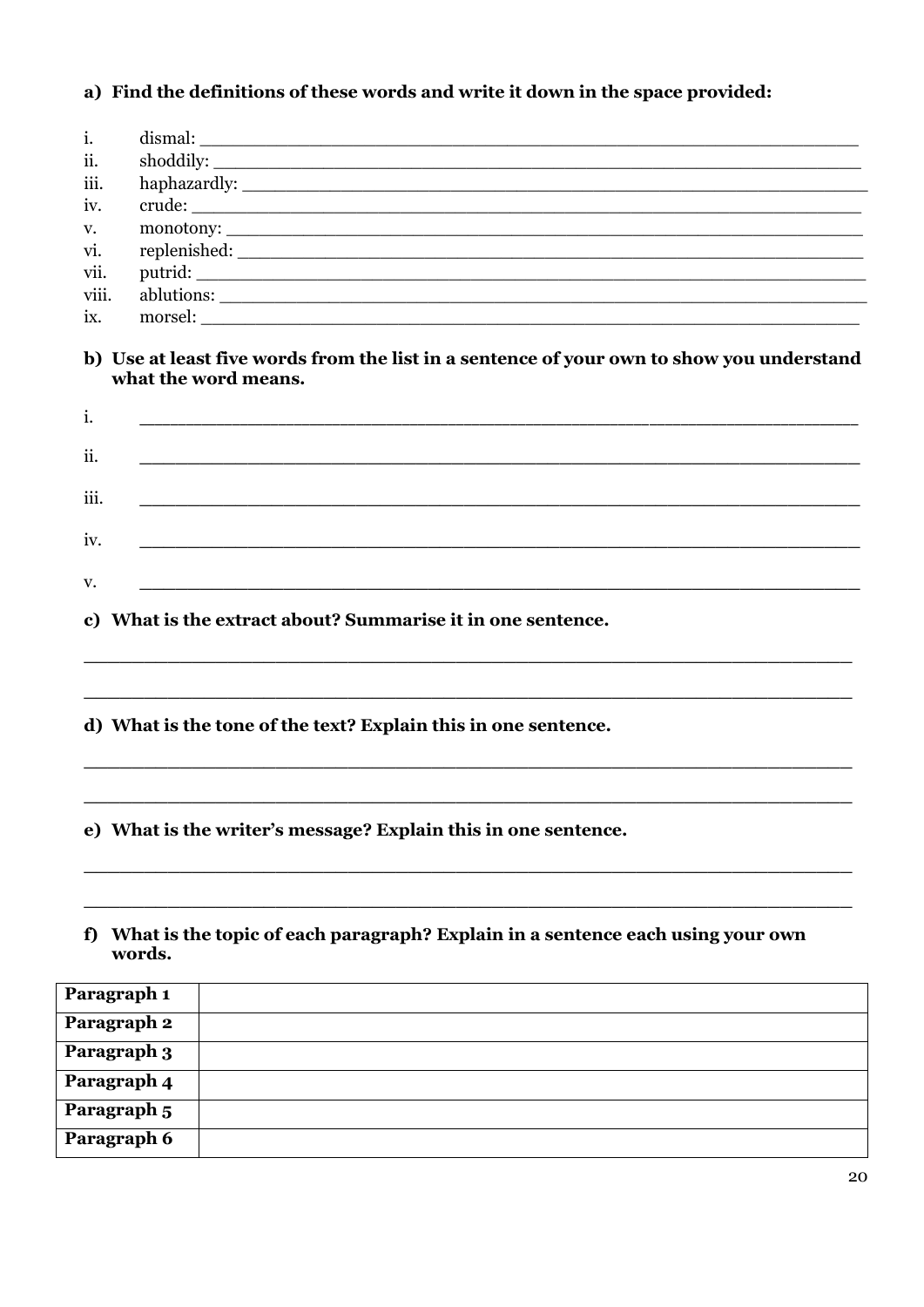**a) Find the definitions of these words and write it down in the space provided:**

i. dismal: ___________________________________________________________

ii. shoddily: _________________________________________________________

iii. haphazardly: ______________________________________________________

iv. crude: ___________________________________________________________

v. monotony: _________________________________________________________

vi. replenished: _______________________________________________________

vii. putrid: ___________________________________________________________

viii. ablutions: ________________________________________________________

ix. morsel: ___________________________________________________________

**b) Use at least five words from the list in a sentence of your own to show you understand what the word means.**

i. ___________________________________________________________________

ii. ___________________________________________________________________

iii. ___________________________________________________________________

iv. ___________________________________________________________________

v. ___________________________________________________________________

**c) What is the extract about? Summarise it in one sentence.**

_____________________________________________________________________

_____________________________________________________________________

**d) What is the tone of the text? Explain this in one sentence.**

_____________________________________________________________________

_____________________________________________________________________

**e) What is the writer's message? Explain this in one sentence.**

_____________________________________________________________________

_____________________________________________________________________

**f) What is the topic of each paragraph? Explain in a sentence each using your own words.**

| | |
|---|---|
| **Paragraph 1** | |
| **Paragraph 2** | |
| **Paragraph 3** | |
| **Paragraph 4** | |
| **Paragraph 5** | |
| **Paragraph 6** | |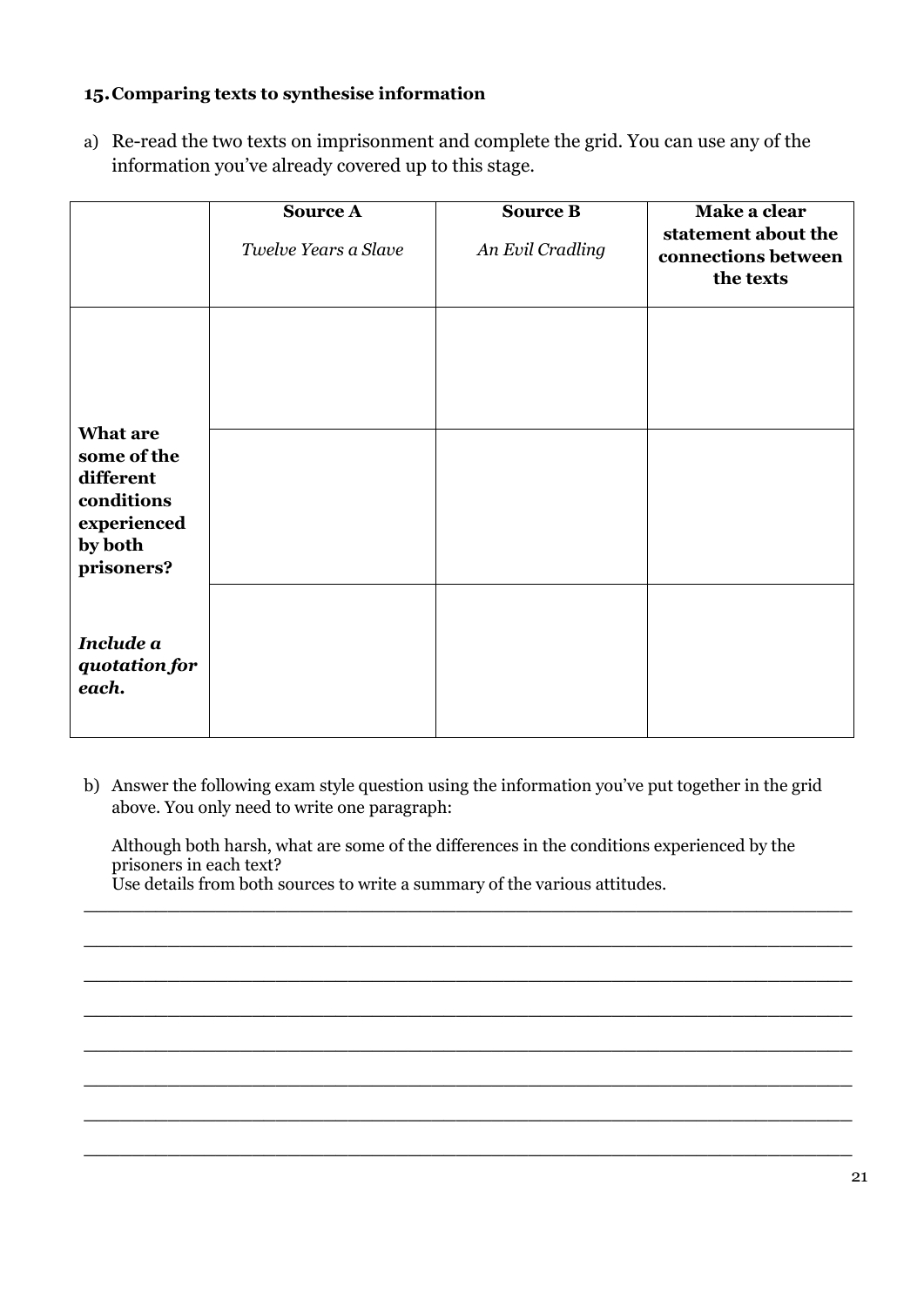### 15. Comparing texts to synthesise information

a) Re-read the two texts on imprisonment and complete the grid. You can use any of the information you've already covered up to this stage.

| | **Source A**<br>*Twelve Years a Slave* | **Source B**<br>*An Evil Cradling* | **Make a clear statement about the connections between the texts** |
|---|---|---|---|
| **What are some of the different conditions experienced by both prisoners?**<br><br>***Include a quotation for each.*** | | | |
| | | | |
| | | | |

b) Answer the following exam style question using the information you've put together in the grid above. You only need to write one paragraph:

Although both harsh, what are some of the differences in the conditions experienced by the prisoners in each text?
Use details from both sources to write a summary of the various attitudes.

_______________________________________________________________________

_______________________________________________________________________

_______________________________________________________________________

_______________________________________________________________________

_______________________________________________________________________

_______________________________________________________________________

_______________________________________________________________________

_______________________________________________________________________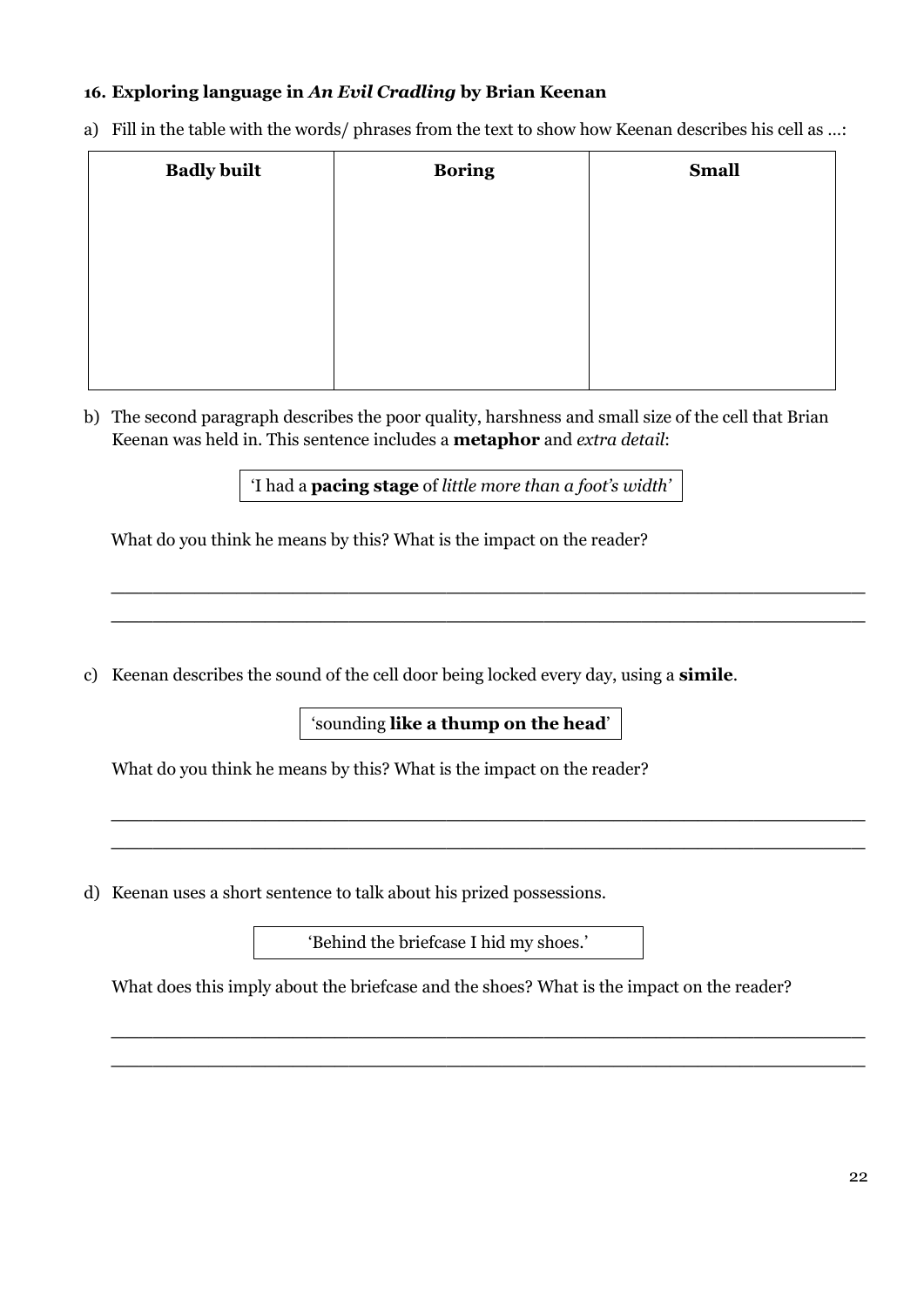### 16. Exploring language in *An Evil Cradling* by Brian Keenan

a) Fill in the table with the words/ phrases from the text to show how Keenan describes his cell as …:

| Badly built | Boring | Small |
| --- | --- | --- |
| | | |

b) The second paragraph describes the poor quality, harshness and small size of the cell that Brian Keenan was held in. This sentence includes a **metaphor** and *extra detail*:

'I had a **pacing stage** of *little more than a foot's width*'

What do you think he means by this? What is the impact on the reader?

___________________________________________________________________________

___________________________________________________________________________

c) Keenan describes the sound of the cell door being locked every day, using a **simile**.

'sounding **like a thump on the head**'

What do you think he means by this? What is the impact on the reader?

___________________________________________________________________________

___________________________________________________________________________

d) Keenan uses a short sentence to talk about his prized possessions.

'Behind the briefcase I hid my shoes.'

What does this imply about the briefcase and the shoes? What is the impact on the reader?

___________________________________________________________________________

___________________________________________________________________________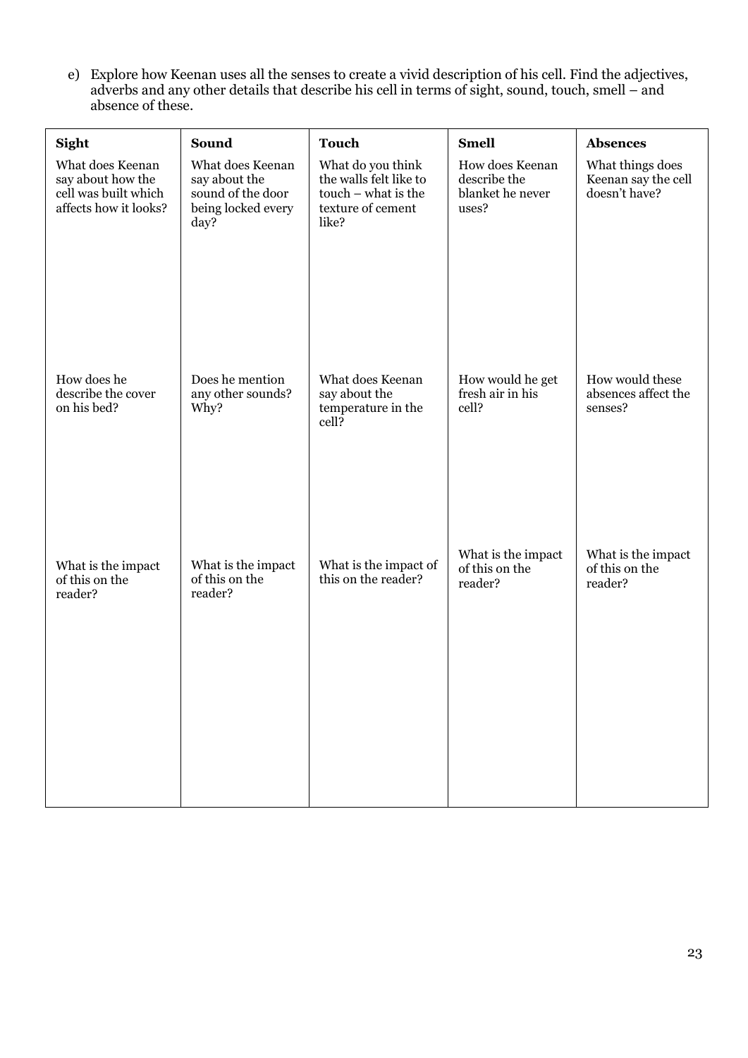e) Explore how Keenan uses all the senses to create a vivid description of his cell. Find the adjectives, adverbs and any other details that describe his cell in terms of sight, sound, touch, smell – and absence of these.

| **Sight** | **Sound** | **Touch** | **Smell** | **Absences** |
|---|---|---|---|---|
| What does Keenan say about how the cell was built which affects how it looks? | What does Keenan say about the sound of the door being locked every day? | What do you think the walls felt like to touch – what is the texture of cement like? | How does Keenan describe the blanket he never uses? | What things does Keenan say the cell doesn't have? |
| How does he describe the cover on his bed? | Does he mention any other sounds? Why? | What does Keenan say about the temperature in the cell? | How would he get fresh air in his cell? | How would these absences affect the senses? |
| What is the impact of this on the reader? | What is the impact of this on the reader? | What is the impact of this on the reader? | What is the impact of this on the reader? | What is the impact of this on the reader? |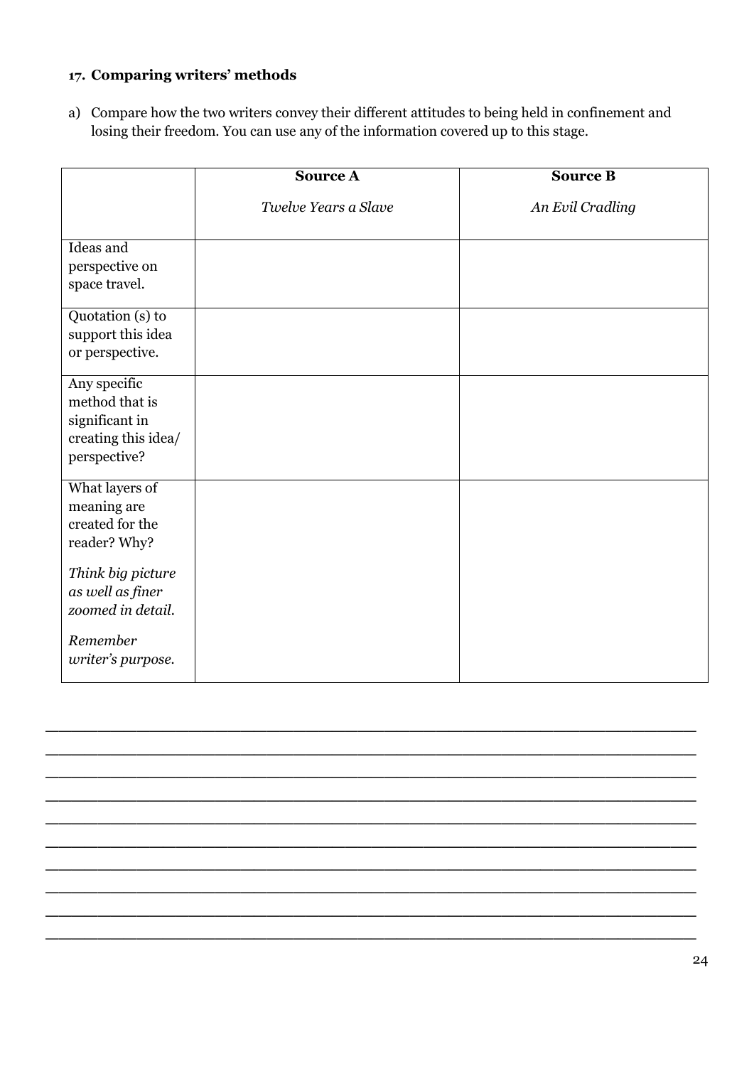### 17. Comparing writers' methods

a) Compare how the two writers convey their different attitudes to being held in confinement and losing their freedom. You can use any of the information covered up to this stage.

| | **Source A**<br><br>*Twelve Years a Slave* | **Source B**<br><br>*An Evil Cradling* |
|---|---|---|
| Ideas and perspective on space travel. | | |
| Quotation (s) to support this idea or perspective. | | |
| Any specific method that is significant in creating this idea/ perspective? | | |
| What layers of meaning are created for the reader? Why?<br><br>*Think big picture as well as finer zoomed in detail.*<br><br>*Remember writer's purpose.* | | |

\_\_\_\_\_\_\_\_\_\_\_\_\_\_\_\_\_\_\_\_\_\_\_\_\_\_\_\_\_\_\_\_\_\_\_\_\_\_\_\_\_\_\_\_\_\_\_\_\_\_\_\_\_\_\_\_\_\_\_\_\_\_\_\_\_\_\_\_\_\_

\_\_\_\_\_\_\_\_\_\_\_\_\_\_\_\_\_\_\_\_\_\_\_\_\_\_\_\_\_\_\_\_\_\_\_\_\_\_\_\_\_\_\_\_\_\_\_\_\_\_\_\_\_\_\_\_\_\_\_\_\_\_\_\_\_\_\_\_\_\_

\_\_\_\_\_\_\_\_\_\_\_\_\_\_\_\_\_\_\_\_\_\_\_\_\_\_\_\_\_\_\_\_\_\_\_\_\_\_\_\_\_\_\_\_\_\_\_\_\_\_\_\_\_\_\_\_\_\_\_\_\_\_\_\_\_\_\_\_\_\_

\_\_\_\_\_\_\_\_\_\_\_\_\_\_\_\_\_\_\_\_\_\_\_\_\_\_\_\_\_\_\_\_\_\_\_\_\_\_\_\_\_\_\_\_\_\_\_\_\_\_\_\_\_\_\_\_\_\_\_\_\_\_\_\_\_\_\_\_\_\_

\_\_\_\_\_\_\_\_\_\_\_\_\_\_\_\_\_\_\_\_\_\_\_\_\_\_\_\_\_\_\_\_\_\_\_\_\_\_\_\_\_\_\_\_\_\_\_\_\_\_\_\_\_\_\_\_\_\_\_\_\_\_\_\_\_\_\_\_\_\_

\_\_\_\_\_\_\_\_\_\_\_\_\_\_\_\_\_\_\_\_\_\_\_\_\_\_\_\_\_\_\_\_\_\_\_\_\_\_\_\_\_\_\_\_\_\_\_\_\_\_\_\_\_\_\_\_\_\_\_\_\_\_\_\_\_\_\_\_\_\_

\_\_\_\_\_\_\_\_\_\_\_\_\_\_\_\_\_\_\_\_\_\_\_\_\_\_\_\_\_\_\_\_\_\_\_\_\_\_\_\_\_\_\_\_\_\_\_\_\_\_\_\_\_\_\_\_\_\_\_\_\_\_\_\_\_\_\_\_\_\_

\_\_\_\_\_\_\_\_\_\_\_\_\_\_\_\_\_\_\_\_\_\_\_\_\_\_\_\_\_\_\_\_\_\_\_\_\_\_\_\_\_\_\_\_\_\_\_\_\_\_\_\_\_\_\_\_\_\_\_\_\_\_\_\_\_\_\_\_\_\_

\_\_\_\_\_\_\_\_\_\_\_\_\_\_\_\_\_\_\_\_\_\_\_\_\_\_\_\_\_\_\_\_\_\_\_\_\_\_\_\_\_\_\_\_\_\_\_\_\_\_\_\_\_\_\_\_\_\_\_\_\_\_\_\_\_\_\_\_\_\_

\_\_\_\_\_\_\_\_\_\_\_\_\_\_\_\_\_\_\_\_\_\_\_\_\_\_\_\_\_\_\_\_\_\_\_\_\_\_\_\_\_\_\_\_\_\_\_\_\_\_\_\_\_\_\_\_\_\_\_\_\_\_\_\_\_\_\_\_\_\_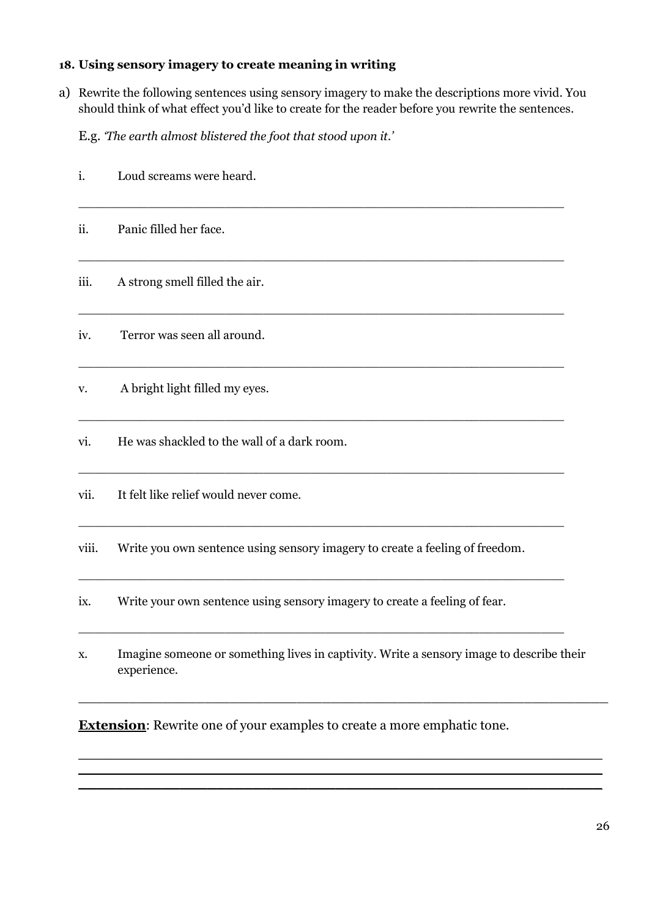### 18. Using sensory imagery to create meaning in writing

a) Rewrite the following sentences using sensory imagery to make the descriptions more vivid. You should think of what effect you'd like to create for the reader before you rewrite the sentences.

E.g. *'The earth almost blistered the foot that stood upon it.'*

i. Loud screams were heard.

_______________________________________________________________

ii. Panic filled her face.

_______________________________________________________________

iii. A strong smell filled the air.

_______________________________________________________________

iv. Terror was seen all around.

_______________________________________________________________

v. A bright light filled my eyes.

_______________________________________________________________

vi. He was shackled to the wall of a dark room.

_______________________________________________________________

vii. It felt like relief would never come.

_______________________________________________________________

viii. Write you own sentence using sensory imagery to create a feeling of freedom.

_______________________________________________________________

ix. Write your own sentence using sensory imagery to create a feeling of fear.

_______________________________________________________________

x. Imagine someone or something lives in captivity. Write a sensory image to describe their experience.

_______________________________________________________________

**Extension**: Rewrite one of your examples to create a more emphatic tone.

_______________________________________________________________
_______________________________________________________________
_______________________________________________________________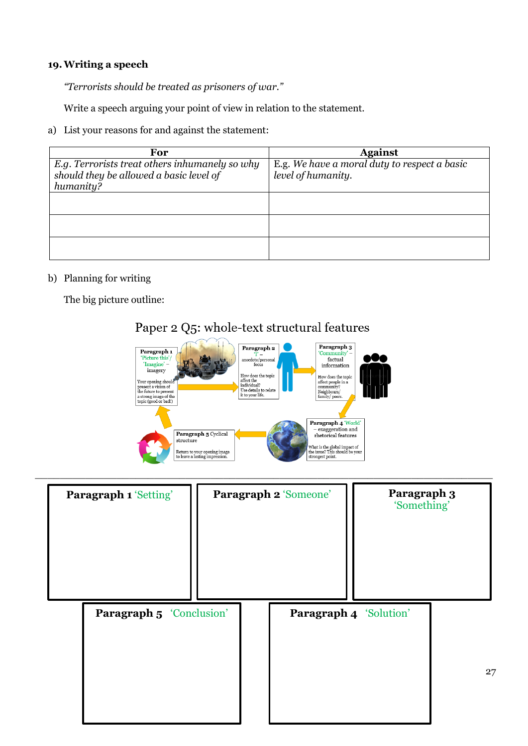## 19. Writing a speech

*"Terrorists should be treated as prisoners of war."*

Write a speech arguing your point of view in relation to the statement.

a) List your reasons for and against the statement:

| For | Against |
|---|---|
| *E.g. Terrorists treat others inhumanely so why should they be allowed a basic level of humanity?* | E.g. *We have a moral duty to respect a basic level of humanity.* |
| | |
| | |
| | |

b) Planning for writing

The big picture outline:

### Paper 2 Q5: whole-text structural features

**Paragraph 1** 'Picture this'/ 'Imagine' – imagery

Your opening should present a vision of the future to present a strong image of the topic (good or bad!)

**Paragraph 2** 'I' – anecdote/personal focus

How does the topic affect the individual? Use details to relate it to your life.

**Paragraph 3** 'Community' – factual information

How does the topic affect people in a community? Neighbours/ family/ peers.

**Paragraph 4** 'World' – exaggeration and rhetorical features

What is the global impact of the issue? This should be your strongest point.

**Paragraph 5** Cyclical structure

Return to your opening image to leave a lasting impression.

---

| **Paragraph 1** 'Setting' | **Paragraph 2** 'Someone' | **Paragraph 3** 'Something' |
|---|---|---|
| | | |

| **Paragraph 5** 'Conclusion' | **Paragraph 4** 'Solution' |
|---|---|
| | |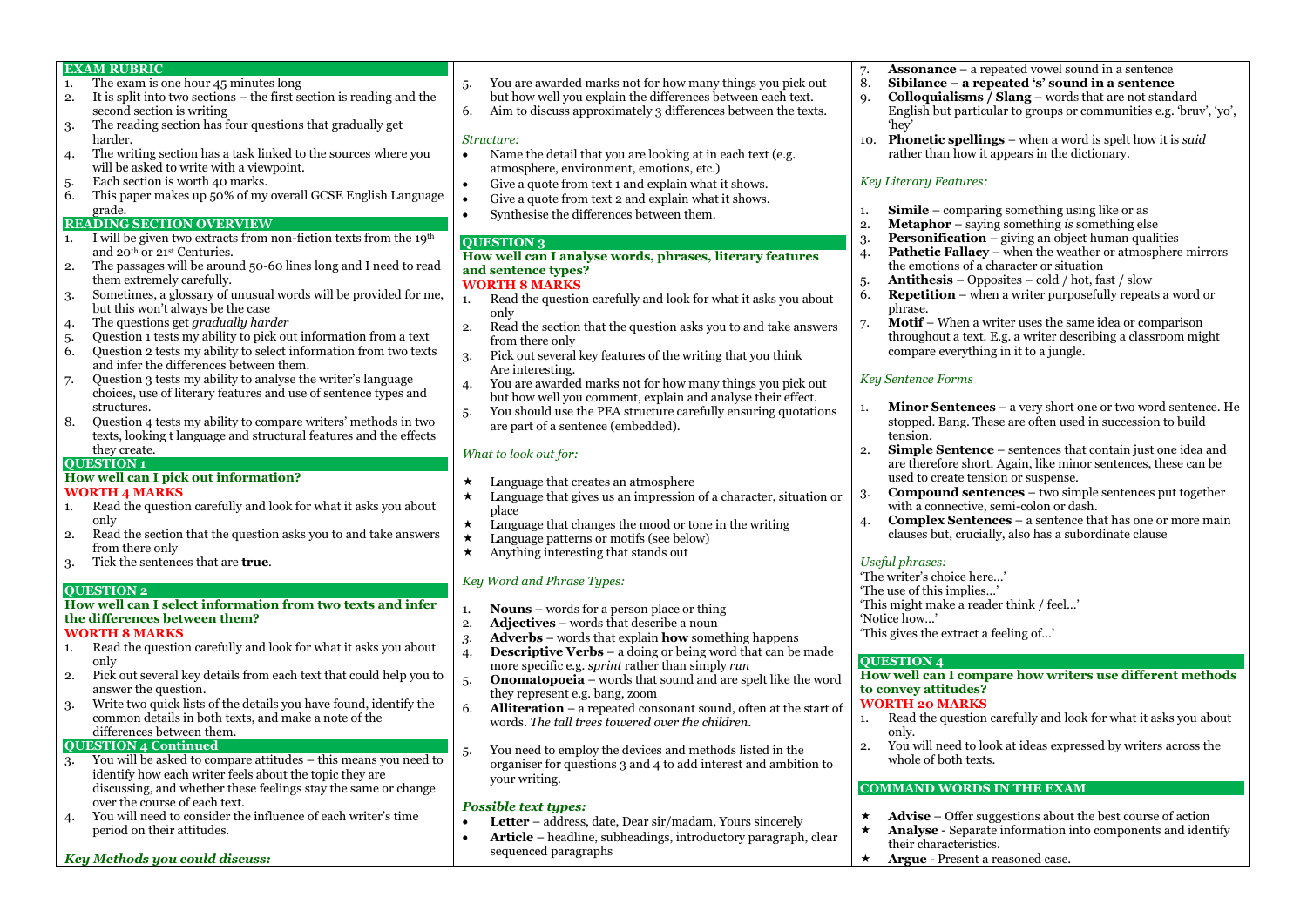## EXAM RUBRIC

1. The exam is one hour 45 minutes long
2. It is split into two sections – the first section is reading and the second section is writing
3. The reading section has four questions that gradually get harder.
4. The writing section has a task linked to the sources where you will be asked to write with a viewpoint.
5. Each section is worth 40 marks.
6. This paper makes up 50% of my overall GCSE English Language grade.

## READING SECTION OVERVIEW

1. I will be given two extracts from non-fiction texts from the 19th and 20th or 21st Centuries.
2. The passages will be around 50-60 lines long and I need to read them extremely carefully.
3. Sometimes, a glossary of unusual words will be provided for me, but this won't always be the case
4. The questions get *gradually harder*
5. Question 1 tests my ability to pick out information from a text
6. Question 2 tests my ability to select information from two texts and infer the differences between them.
7. Question 3 tests my ability to analyse the writer's language choices, use of literary features and use of sentence types and structures.
8. Question 4 tests my ability to compare writers' methods in two texts, looking t language and structural features and the effects they create.

## QUESTION 1

**How well can I pick out information?**

**WORTH 4 MARKS**

1. Read the question carefully and look for what it asks you about only
2. Read the section that the question asks you to and take answers from there only
3. Tick the sentences that are **true**.

## QUESTION 2

**How well can I select information from two texts and infer the differences between them?**

**WORTH 8 MARKS**

1. Read the question carefully and look for what it asks you about only
2. Pick out several key details from each text that could help you to answer the question.
3. Write two quick lists of the details you have found, identify the common details in both texts, and make a note of the differences between them.
5. You are awarded marks not for how many things you pick out but how well you explain the differences between each text.
6. Aim to discuss approximately 3 differences between the texts.

*Structure:*

- Name the detail that you are looking at in each text (e.g. atmosphere, environment, emotions, etc.)
- Give a quote from text 1 and explain what it shows.
- Give a quote from text 2 and explain what it shows.
- Synthesise the differences between them.

## QUESTION 3

**How well can I analyse words, phrases, literary features and sentence types?**

**WORTH 8 MARKS**

1. Read the question carefully and look for what it asks you about only
2. Read the section that the question asks you to and take answers from there only
3. Pick out several key features of the writing that you think Are interesting.
4. You are awarded marks not for how many things you pick out but how well you comment, explain and analyse their effect.
5. You should use the PEA structure carefully ensuring quotations are part of a sentence (embedded).

*What to look out for:*

- ★ Language that creates an atmosphere
- ★ Language that gives us an impression of a character, situation or place
- ★ Language that changes the mood or tone in the writing
- ★ Language patterns or motifs (see below)
- ★ Anything interesting that stands out

*Key Word and Phrase Types:*

1. **Nouns** – words for a person place or thing
2. **Adjectives** – words that describe a noun
3. **Adverbs** – words that explain **how** something happens
4. **Descriptive Verbs** – a doing or being word that can be made more specific e.g. *sprint* rather than simply *run*
5. **Onomatopoeia** – words that sound and are spelt like the word they represent e.g. bang, zoom
6. **Alliteration** – a repeated consonant sound, often at the start of words. *The tall trees towered over the children.*
7. **Assonance** – a repeated vowel sound in a sentence
8. **Sibilance – a repeated 's' sound in a sentence**
9. **Colloquialisms / Slang** – words that are not standard English but particular to groups or communities e.g. 'bruv', 'yo', 'hey'
10. **Phonetic spellings** – when a word is spelt how it is *said* rather than how it appears in the dictionary.

*Key Literary Features:*

1. **Simile** – comparing something using like or as
2. **Metaphor** – saying something *is* something else
3. **Personification** – giving an object human qualities
4. **Pathetic Fallacy** – when the weather or atmosphere mirrors the emotions of a character or situation
5. **Antithesis** – Opposites – cold / hot, fast / slow
6. **Repetition** – when a writer purposefully repeats a word or phrase.
7. **Motif** – When a writer uses the same idea or comparison throughout a text. E.g. a writer describing a classroom might compare everything in it to a jungle.

*Key Sentence Forms*

1. **Minor Sentences** – a very short one or two word sentence. He stopped. Bang. These are often used in succession to build tension.
2. **Simple Sentence** – sentences that contain just one idea and are therefore short. Again, like minor sentences, these can be used to create tension or suspense.
3. **Compound sentences** – two simple sentences put together with a connective, semi-colon or dash.
4. **Complex Sentences** – a sentence that has one or more main clauses but, crucially, also has a subordinate clause

*Useful phrases:*

'The writer's choice here…'
'The use of this implies…'
'This might make a reader think / feel…'
'Notice how…'
'This gives the extract a feeling of…'

## QUESTION 4

**How well can I compare how writers use different methods to convey attitudes?**

**WORTH 20 MARKS**

1. Read the question carefully and look for what it asks you about only.
2. You will need to look at ideas expressed by writers across the whole of both texts.

## QUESTION 4 Continued

3. You will be asked to compare attitudes – this means you need to identify how each writer feels about the topic they are discussing, and whether these feelings stay the same or change over the course of each text.
4. You will need to consider the influence of each writer's time period on their attitudes.

***Key Methods you could discuss:***

5. You need to employ the devices and methods listed in the organiser for questions 3 and 4 to add interest and ambition to your writing.

***Possible text types:***

- **Letter** – address, date, Dear sir/madam, Yours sincerely
- **Article** – headline, subheadings, introductory paragraph, clear sequenced paragraphs

## COMMAND WORDS IN THE EXAM

- ★ **Advise** – Offer suggestions about the best course of action
- ★ **Analyse** - Separate information into components and identify their characteristics.
- ★ **Argue** - Present a reasoned case.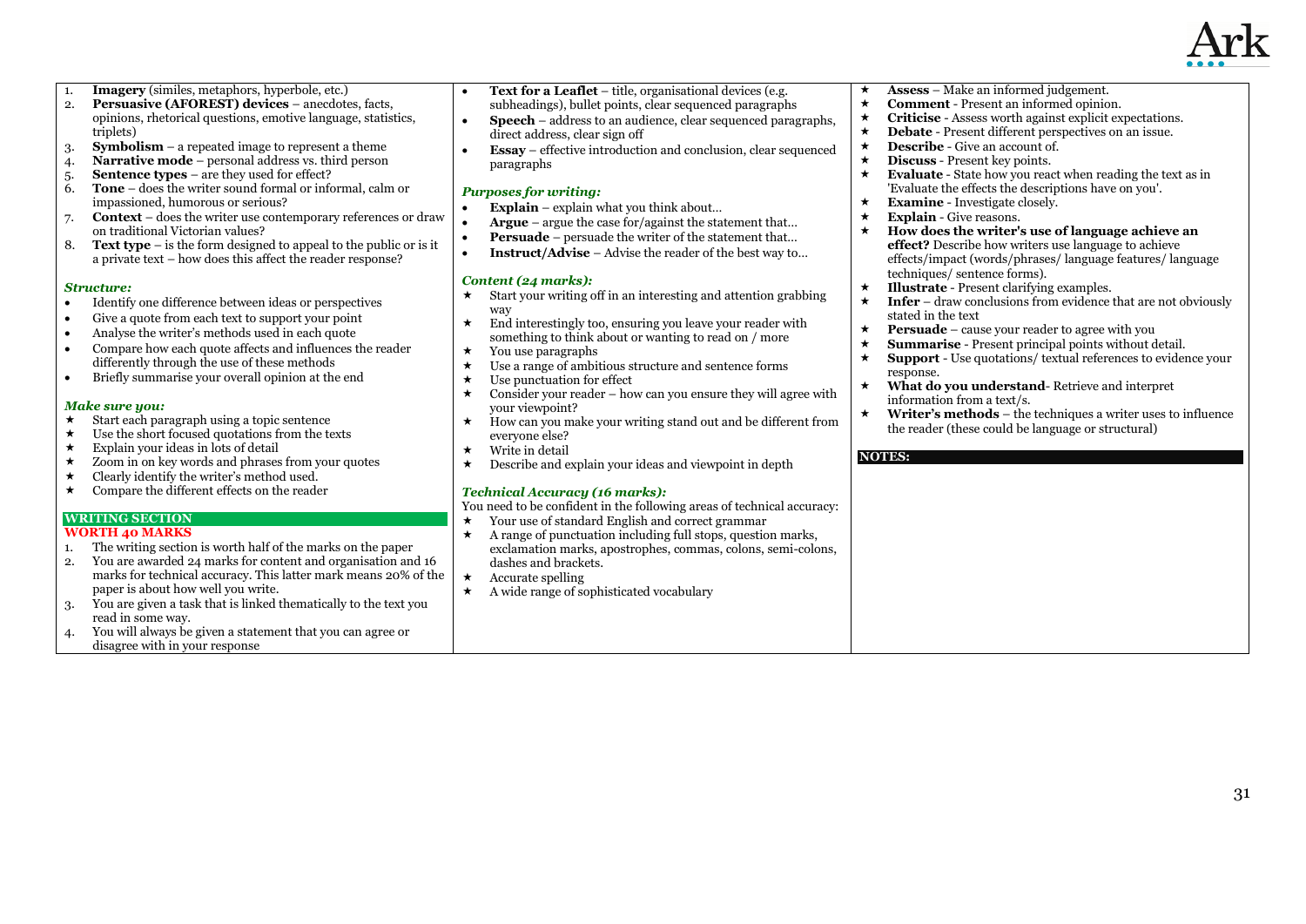1. **Imagery** (similes, metaphors, hyperbole, etc.)
2. **Persuasive (AFOREST) devices** – anecdotes, facts, opinions, rhetorical questions, emotive language, statistics, triplets)
3. **Symbolism** – a repeated image to represent a theme
4. **Narrative mode** – personal address vs. third person
5. **Sentence types** – are they used for effect?
6. **Tone** – does the writer sound formal or informal, calm or impassioned, humorous or serious?
7. **Context** – does the writer use contemporary references or draw on traditional Victorian values?
8. **Text type** – is the form designed to appeal to the public or is it a private text – how does this affect the reader response?

***Structure:***

- Identify one difference between ideas or perspectives
- Give a quote from each text to support your point
- Analyse the writer's methods used in each quote
- Compare how each quote affects and influences the reader differently through the use of these methods
- Briefly summarise your overall opinion at the end

***Make sure you:***

- ★ Start each paragraph using a topic sentence
- ★ Use the short focused quotations from the texts
- ★ Explain your ideas in lots of detail
- ★ Zoom in on key words and phrases from your quotes
- ★ Clearly identify the writer's method used.
- ★ Compare the different effects on the reader

**WRITING SECTION**

**WORTH 40 MARKS**

1. The writing section is worth half of the marks on the paper
2. You are awarded 24 marks for content and organisation and 16 marks for technical accuracy. This latter mark means 20% of the paper is about how well you write.
3. You are given a task that is linked thematically to the text you read in some way.
4. You will always be given a statement that you can agree or disagree with in your response

- **Text for a Leaflet** – title, organisational devices (e.g. subheadings), bullet points, clear sequenced paragraphs
- **Speech** – address to an audience, clear sequenced paragraphs, direct address, clear sign off
- **Essay** – effective introduction and conclusion, clear sequenced paragraphs

***Purposes for writing:***

- **Explain** – explain what you think about…
- **Argue** – argue the case for/against the statement that…
- **Persuade** – persuade the writer of the statement that…
- **Instruct/Advise** – Advise the reader of the best way to…

***Content (24 marks):***

- ★ Start your writing off in an interesting and attention grabbing way
- ★ End interestingly too, ensuring you leave your reader with something to think about or wanting to read on / more
- ★ You use paragraphs
- ★ Use a range of ambitious structure and sentence forms
- ★ Use punctuation for effect
- ★ Consider your reader – how can you ensure they will agree with your viewpoint?
- ★ How can you make your writing stand out and be different from everyone else?
- ★ Write in detail
- ★ Describe and explain your ideas and viewpoint in depth

***Technical Accuracy (16 marks):***

You need to be confident in the following areas of technical accuracy:

- ★ Your use of standard English and correct grammar
- ★ A range of punctuation including full stops, question marks, exclamation marks, apostrophes, commas, colons, semi-colons, dashes and brackets.
- ★ Accurate spelling
- ★ A wide range of sophisticated vocabulary

- ★ **Assess** – Make an informed judgement.
- ★ **Comment** - Present an informed opinion.
- ★ **Criticise** - Assess worth against explicit expectations.
- ★ **Debate** - Present different perspectives on an issue.
- ★ **Describe** - Give an account of.
- ★ **Discuss** - Present key points.
- ★ **Evaluate** - State how you react when reading the text as in 'Evaluate the effects the descriptions have on you'.
- ★ **Examine** - Investigate closely.
- ★ **Explain** - Give reasons.
- ★ **How does the writer's use of language achieve an effect?** Describe how writers use language to achieve effects/impact (words/phrases/ language features/ language techniques/ sentence forms).
- ★ **Illustrate** - Present clarifying examples.
- ★ **Infer** – draw conclusions from evidence that are not obviously stated in the text
- ★ **Persuade** – cause your reader to agree with you
- ★ **Summarise** - Present principal points without detail.
- ★ **Support** - Use quotations/ textual references to evidence your response.
- ★ **What do you understand**- Retrieve and interpret information from a text/s.
- ★ **Writer's methods** – the techniques a writer uses to influence the reader (these could be language or structural)

**NOTES:**